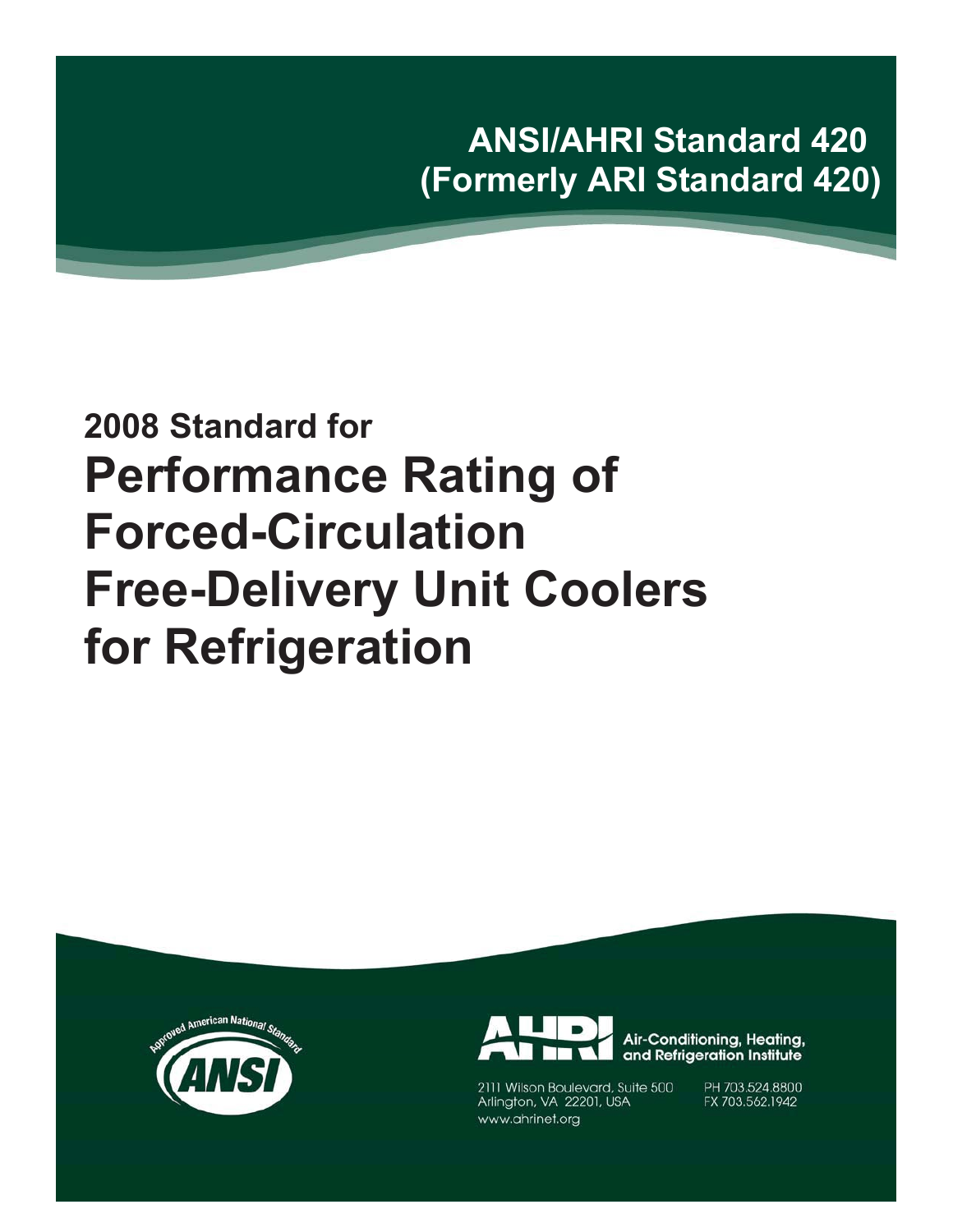# ANSI/AHRI Standard 420 (Formerly ARI Standard 420)

## 2008 Standard for

# Performance Rating of Forced-Circulation Free-Delivery Unit Coolers for Refrigeration

Approved American National Standard

ANSI

AHRI Air-Conditioning, Heating, and Refrigeration Institute

2111 Wilson Boulevard, Suite 500
Arlington, VA 22201, USA
www.ahrinet.org

PH 703.524.8800
FX 703.562.1942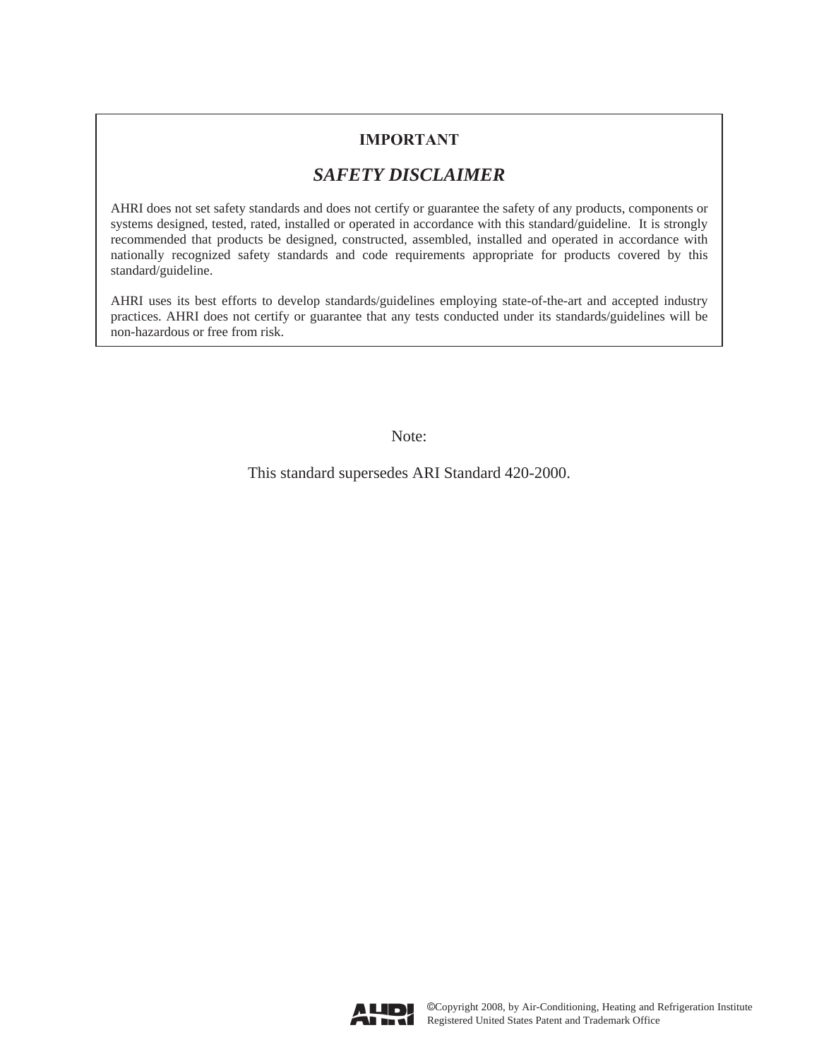**IMPORTANT**

## *SAFETY DISCLAIMER*

AHRI does not set safety standards and does not certify or guarantee the safety of any products, components or systems designed, tested, rated, installed or operated in accordance with this standard/guideline. It is strongly recommended that products be designed, constructed, assembled, installed and operated in accordance with nationally recognized safety standards and code requirements appropriate for products covered by this standard/guideline.

AHRI uses its best efforts to develop standards/guidelines employing state-of-the-art and accepted industry practices. AHRI does not certify or guarantee that any tests conducted under its standards/guidelines will be non-hazardous or free from risk.

Note:

This standard supersedes ARI Standard 420-2000.

©Copyright 2008, by Air-Conditioning, Heating and Refrigeration Institute
Registered United States Patent and Trademark Office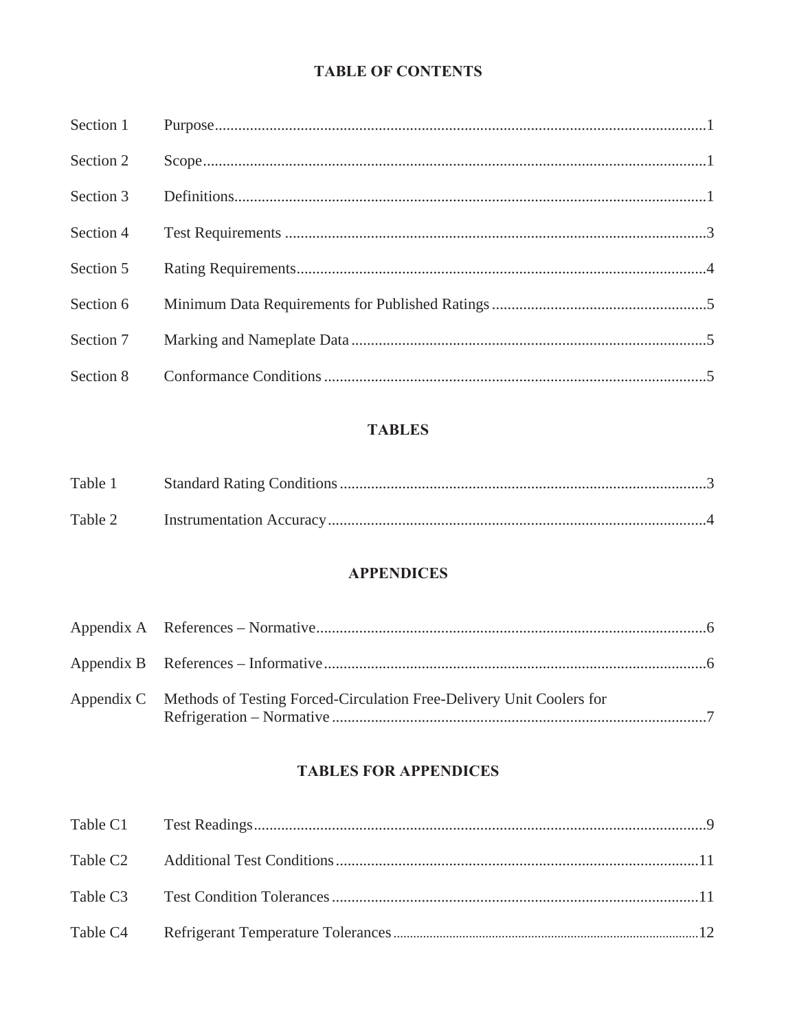## TABLE OF CONTENTS

| | | |
|---|---|---|
| Section 1 | Purpose | 1 |
| Section 2 | Scope | 1 |
| Section 3 | Definitions | 1 |
| Section 4 | Test Requirements | 3 |
| Section 5 | Rating Requirements | 4 |
| Section 6 | Minimum Data Requirements for Published Ratings | 5 |
| Section 7 | Marking and Nameplate Data | 5 |
| Section 8 | Conformance Conditions | 5 |

## TABLES

| | | |
|---|---|---|
| Table 1 | Standard Rating Conditions | 3 |
| Table 2 | Instrumentation Accuracy | 4 |

## APPENDICES

| | | |
|---|---|---|
| Appendix A | References – Normative | 6 |
| Appendix B | References – Informative | 6 |
| Appendix C | Methods of Testing Forced-Circulation Free-Delivery Unit Coolers for Refrigeration – Normative | 7 |

## TABLES FOR APPENDICES

| | | |
|---|---|---|
| Table C1 | Test Readings | 9 |
| Table C2 | Additional Test Conditions | 11 |
| Table C3 | Test Condition Tolerances | 11 |
| Table C4 | Refrigerant Temperature Tolerances | 12 |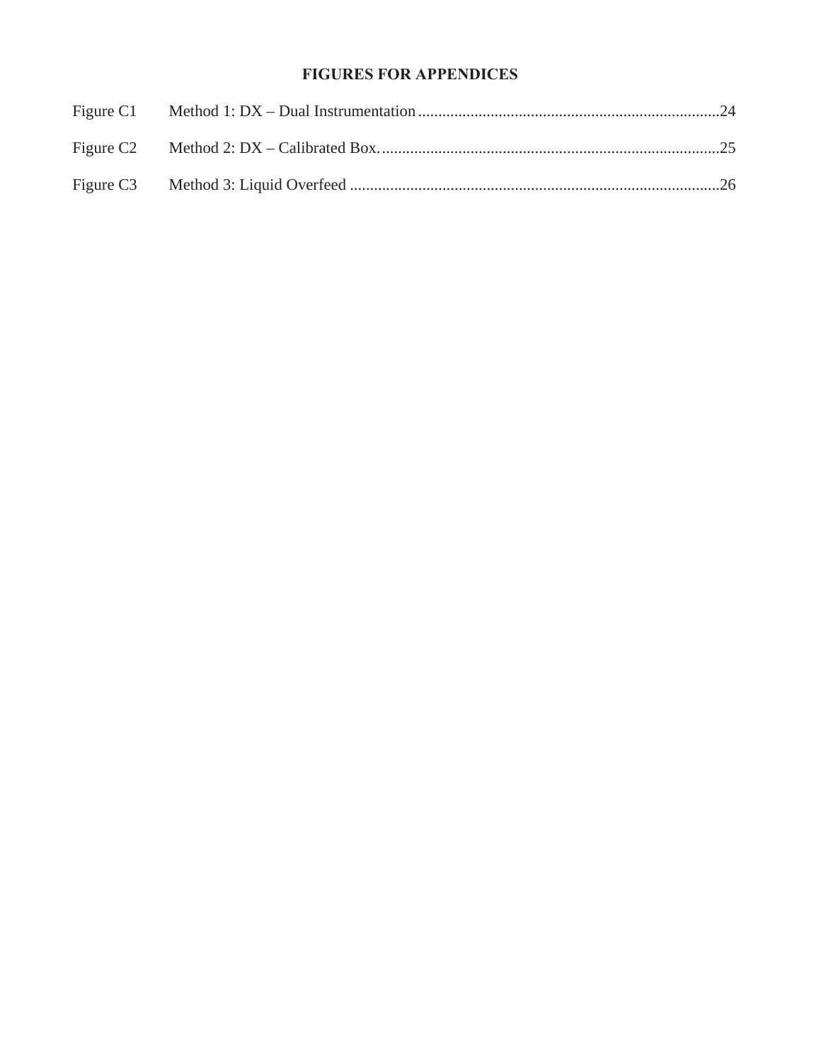## FIGURES FOR APPENDICES

Figure C1 Method 1: DX – Dual Instrumentation ........................................................................... 24

Figure C2 Method 2: DX – Calibrated Box. .................................................................................... 25

Figure C3 Method 3: Liquid Overfeed ............................................................................................ 26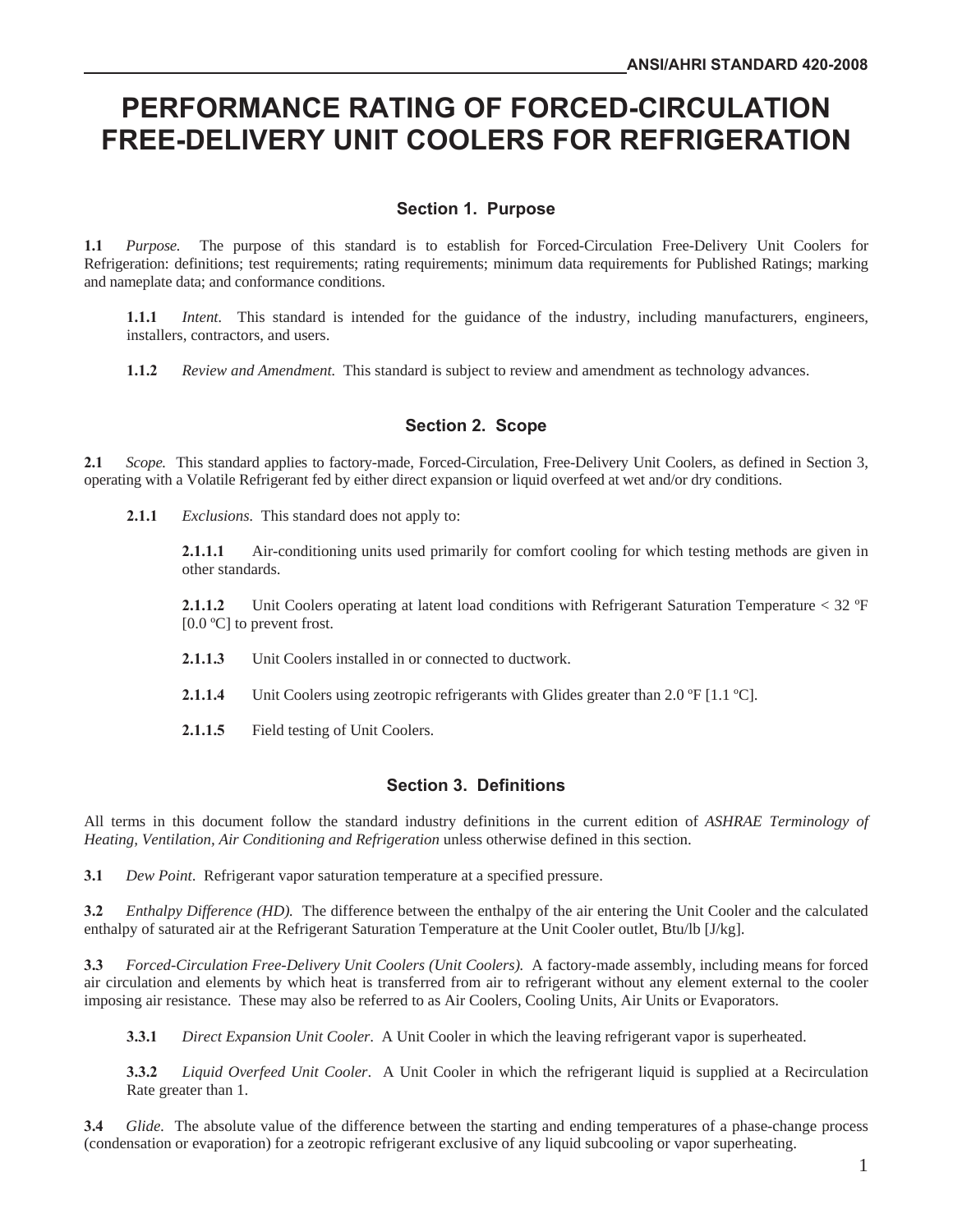# PERFORMANCE RATING OF FORCED-CIRCULATION FREE-DELIVERY UNIT COOLERS FOR REFRIGERATION

## Section 1. Purpose

**1.1** *Purpose.* The purpose of this standard is to establish for Forced-Circulation Free-Delivery Unit Coolers for Refrigeration: definitions; test requirements; rating requirements; minimum data requirements for Published Ratings; marking and nameplate data; and conformance conditions.

**1.1.1** *Intent.* This standard is intended for the guidance of the industry, including manufacturers, engineers, installers, contractors, and users.

**1.1.2** *Review and Amendment.* This standard is subject to review and amendment as technology advances.

## Section 2. Scope

**2.1** *Scope.* This standard applies to factory-made, Forced-Circulation, Free-Delivery Unit Coolers, as defined in Section 3, operating with a Volatile Refrigerant fed by either direct expansion or liquid overfeed at wet and/or dry conditions.

**2.1.1** *Exclusions.* This standard does not apply to:

**2.1.1.1** Air-conditioning units used primarily for comfort cooling for which testing methods are given in other standards.

**2.1.1.2** Unit Coolers operating at latent load conditions with Refrigerant Saturation Temperature < 32 ºF [0.0 ºC] to prevent frost.

**2.1.1.3** Unit Coolers installed in or connected to ductwork.

**2.1.1.4** Unit Coolers using zeotropic refrigerants with Glides greater than 2.0 ºF [1.1 ºC].

**2.1.1.5** Field testing of Unit Coolers.

## Section 3. Definitions

All terms in this document follow the standard industry definitions in the current edition of *ASHRAE Terminology of Heating, Ventilation, Air Conditioning and Refrigeration* unless otherwise defined in this section.

**3.1** *Dew Point*. Refrigerant vapor saturation temperature at a specified pressure.

**3.2** *Enthalpy Difference (HD).* The difference between the enthalpy of the air entering the Unit Cooler and the calculated enthalpy of saturated air at the Refrigerant Saturation Temperature at the Unit Cooler outlet, Btu/lb [J/kg].

**3.3** *Forced-Circulation Free-Delivery Unit Coolers (Unit Coolers).* A factory-made assembly, including means for forced air circulation and elements by which heat is transferred from air to refrigerant without any element external to the cooler imposing air resistance. These may also be referred to as Air Coolers, Cooling Units, Air Units or Evaporators.

**3.3.1** *Direct Expansion Unit Cooler*. A Unit Cooler in which the leaving refrigerant vapor is superheated.

**3.3.2** *Liquid Overfeed Unit Cooler*. A Unit Cooler in which the refrigerant liquid is supplied at a Recirculation Rate greater than 1.

**3.4** *Glide.* The absolute value of the difference between the starting and ending temperatures of a phase-change process (condensation or evaporation) for a zeotropic refrigerant exclusive of any liquid subcooling or vapor superheating.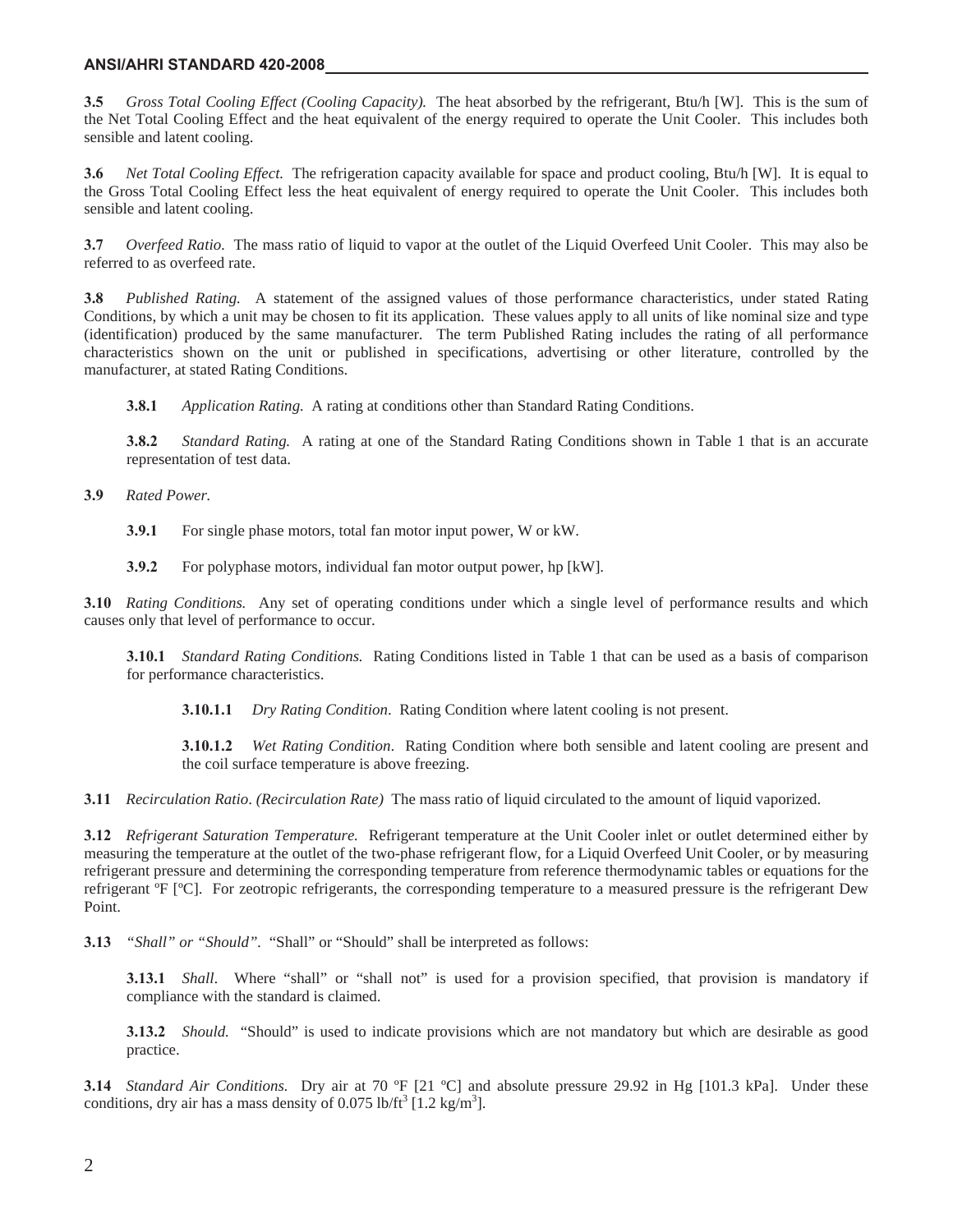**3.5** *Gross Total Cooling Effect (Cooling Capacity).* The heat absorbed by the refrigerant, Btu/h [W]. This is the sum of the Net Total Cooling Effect and the heat equivalent of the energy required to operate the Unit Cooler. This includes both sensible and latent cooling.

**3.6** *Net Total Cooling Effect.* The refrigeration capacity available for space and product cooling, Btu/h [W]. It is equal to the Gross Total Cooling Effect less the heat equivalent of energy required to operate the Unit Cooler. This includes both sensible and latent cooling.

**3.7** *Overfeed Ratio.* The mass ratio of liquid to vapor at the outlet of the Liquid Overfeed Unit Cooler. This may also be referred to as overfeed rate.

**3.8** *Published Rating.* A statement of the assigned values of those performance characteristics, under stated Rating Conditions, by which a unit may be chosen to fit its application. These values apply to all units of like nominal size and type (identification) produced by the same manufacturer. The term Published Rating includes the rating of all performance characteristics shown on the unit or published in specifications, advertising or other literature, controlled by the manufacturer, at stated Rating Conditions.

> **3.8.1** *Application Rating.* A rating at conditions other than Standard Rating Conditions.
>
> **3.8.2** *Standard Rating.* A rating at one of the Standard Rating Conditions shown in Table 1 that is an accurate representation of test data.

**3.9** *Rated Power.*

> **3.9.1** For single phase motors, total fan motor input power, W or kW.
>
> **3.9.2** For polyphase motors, individual fan motor output power, hp [kW].

**3.10** *Rating Conditions.* Any set of operating conditions under which a single level of performance results and which causes only that level of performance to occur.

> **3.10.1** *Standard Rating Conditions.* Rating Conditions listed in Table 1 that can be used as a basis of comparison for performance characteristics.
>
> > **3.10.1.1** *Dry Rating Condition*. Rating Condition where latent cooling is not present.
> >
> > **3.10.1.2** *Wet Rating Condition*. Rating Condition where both sensible and latent cooling are present and the coil surface temperature is above freezing.

**3.11** *Recirculation Ratio*. *(Recirculation Rate)* The mass ratio of liquid circulated to the amount of liquid vaporized.

**3.12** *Refrigerant Saturation Temperature.* Refrigerant temperature at the Unit Cooler inlet or outlet determined either by measuring the temperature at the outlet of the two-phase refrigerant flow, for a Liquid Overfeed Unit Cooler, or by measuring refrigerant pressure and determining the corresponding temperature from reference thermodynamic tables or equations for the refrigerant ºF [ºC]. For zeotropic refrigerants, the corresponding temperature to a measured pressure is the refrigerant Dew Point.

**3.13** *"Shall" or "Should"*. "Shall" or "Should" shall be interpreted as follows:

> **3.13.1** *Shall*. Where "shall" or "shall not" is used for a provision specified, that provision is mandatory if compliance with the standard is claimed.
>
> **3.13.2** *Should.* "Should" is used to indicate provisions which are not mandatory but which are desirable as good practice.

**3.14** *Standard Air Conditions.* Dry air at 70 ºF [21 ºC] and absolute pressure 29.92 in Hg [101.3 kPa]. Under these conditions, dry air has a mass density of 0.075 lb/ft$^3$ [1.2 kg/m$^3$].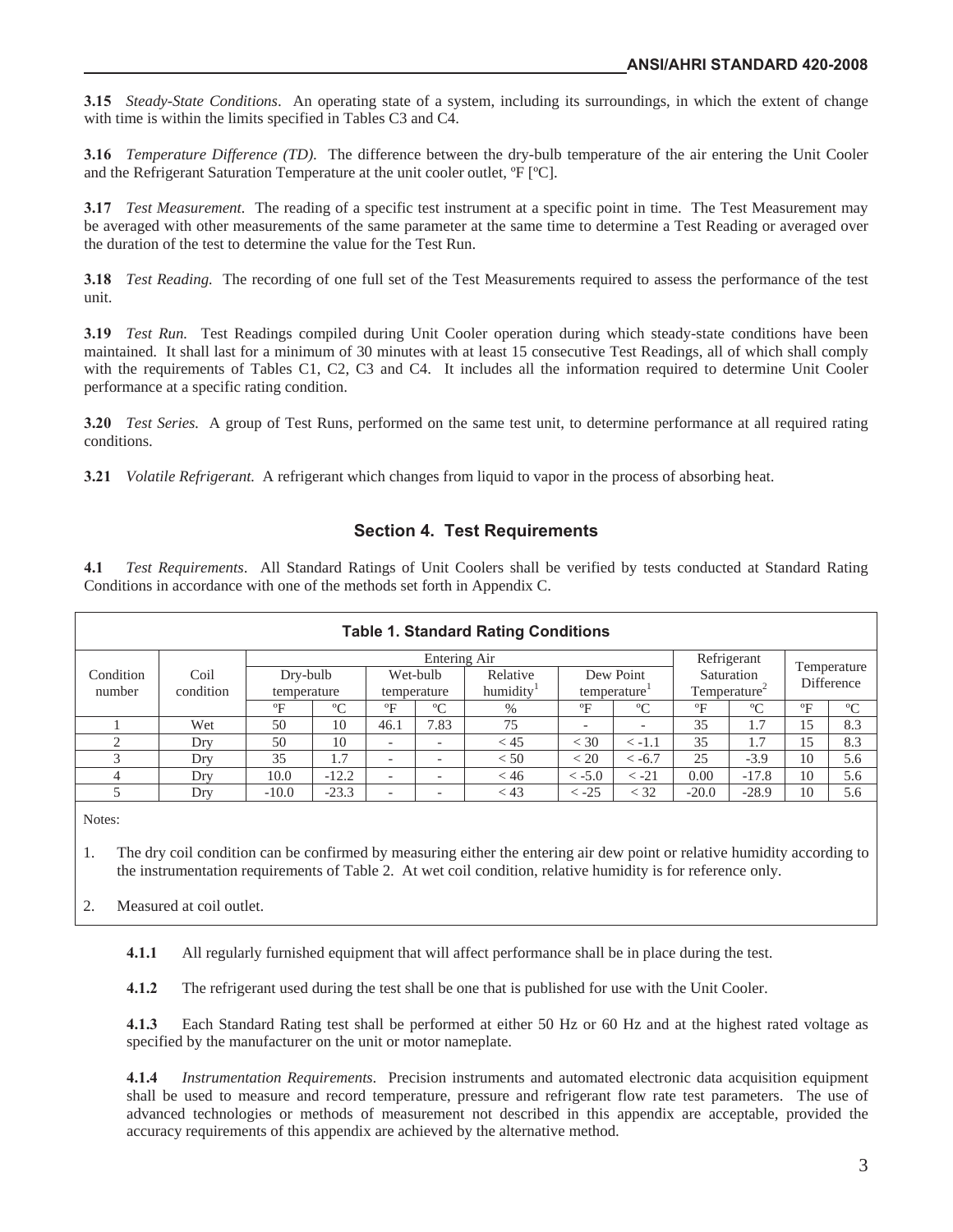**3.15** *Steady-State Conditions*. An operating state of a system, including its surroundings, in which the extent of change with time is within the limits specified in Tables C3 and C4.

**3.16** *Temperature Difference (TD).* The difference between the dry-bulb temperature of the air entering the Unit Cooler and the Refrigerant Saturation Temperature at the unit cooler outlet, ºF [ºC].

**3.17** *Test Measurement.* The reading of a specific test instrument at a specific point in time. The Test Measurement may be averaged with other measurements of the same parameter at the same time to determine a Test Reading or averaged over the duration of the test to determine the value for the Test Run.

**3.18** *Test Reading.* The recording of one full set of the Test Measurements required to assess the performance of the test unit.

**3.19** *Test Run.* Test Readings compiled during Unit Cooler operation during which steady-state conditions have been maintained. It shall last for a minimum of 30 minutes with at least 15 consecutive Test Readings, all of which shall comply with the requirements of Tables C1, C2, C3 and C4. It includes all the information required to determine Unit Cooler performance at a specific rating condition.

**3.20** *Test Series.* A group of Test Runs, performed on the same test unit, to determine performance at all required rating conditions.

**3.21** *Volatile Refrigerant.* A refrigerant which changes from liquid to vapor in the process of absorbing heat.

## Section 4. Test Requirements

**4.1** *Test Requirements*. All Standard Ratings of Unit Coolers shall be verified by tests conducted at Standard Rating Conditions in accordance with one of the methods set forth in Appendix C.

**Table 1. Standard Rating Conditions**

| Condition number | Coil condition | Entering Air | | | | | | | | Refrigerant Saturation Temperature[2] | | Temperature Difference | |
|---|---|---|---|---|---|---|---|---|---|---|---|---|---|
| | | Dry-bulb temperature | | Wet-bulb temperature | | Relative humidity[1] | Dew Point temperature[1] | | | | | | |
| | | ºF | ºC | ºF | ºC | % | ºF | ºC | | ºF | ºC | ºF | ºC |
| 1 | Wet | 50 | 10 | 46.1 | 7.83 | 75 | - | - | | 35 | 1.7 | 15 | 8.3 |
| 2 | Dry | 50 | 10 | - | - | < 45 | < 30 | < -1.1 | | 35 | 1.7 | 15 | 8.3 |
| 3 | Dry | 35 | 1.7 | - | - | < 50 | < 20 | < -6.7 | | 25 | -3.9 | 10 | 5.6 |
| 4 | Dry | 10.0 | -12.2 | - | - | < 46 | < -5.0 | < -21 | | 0.00 | -17.8 | 10 | 5.6 |
| 5 | Dry | -10.0 | -23.3 | - | - | < 43 | < -25 | < 32 | | -20.0 | -28.9 | 10 | 5.6 |

Notes:

1. The dry coil condition can be confirmed by measuring either the entering air dew point or relative humidity according to the instrumentation requirements of Table 2. At wet coil condition, relative humidity is for reference only.

2. Measured at coil outlet.

**4.1.1** All regularly furnished equipment that will affect performance shall be in place during the test.

**4.1.2** The refrigerant used during the test shall be one that is published for use with the Unit Cooler.

**4.1.3** Each Standard Rating test shall be performed at either 50 Hz or 60 Hz and at the highest rated voltage as specified by the manufacturer on the unit or motor nameplate.

**4.1.4** *Instrumentation Requirements.* Precision instruments and automated electronic data acquisition equipment shall be used to measure and record temperature, pressure and refrigerant flow rate test parameters. The use of advanced technologies or methods of measurement not described in this appendix are acceptable, provided the accuracy requirements of this appendix are achieved by the alternative method.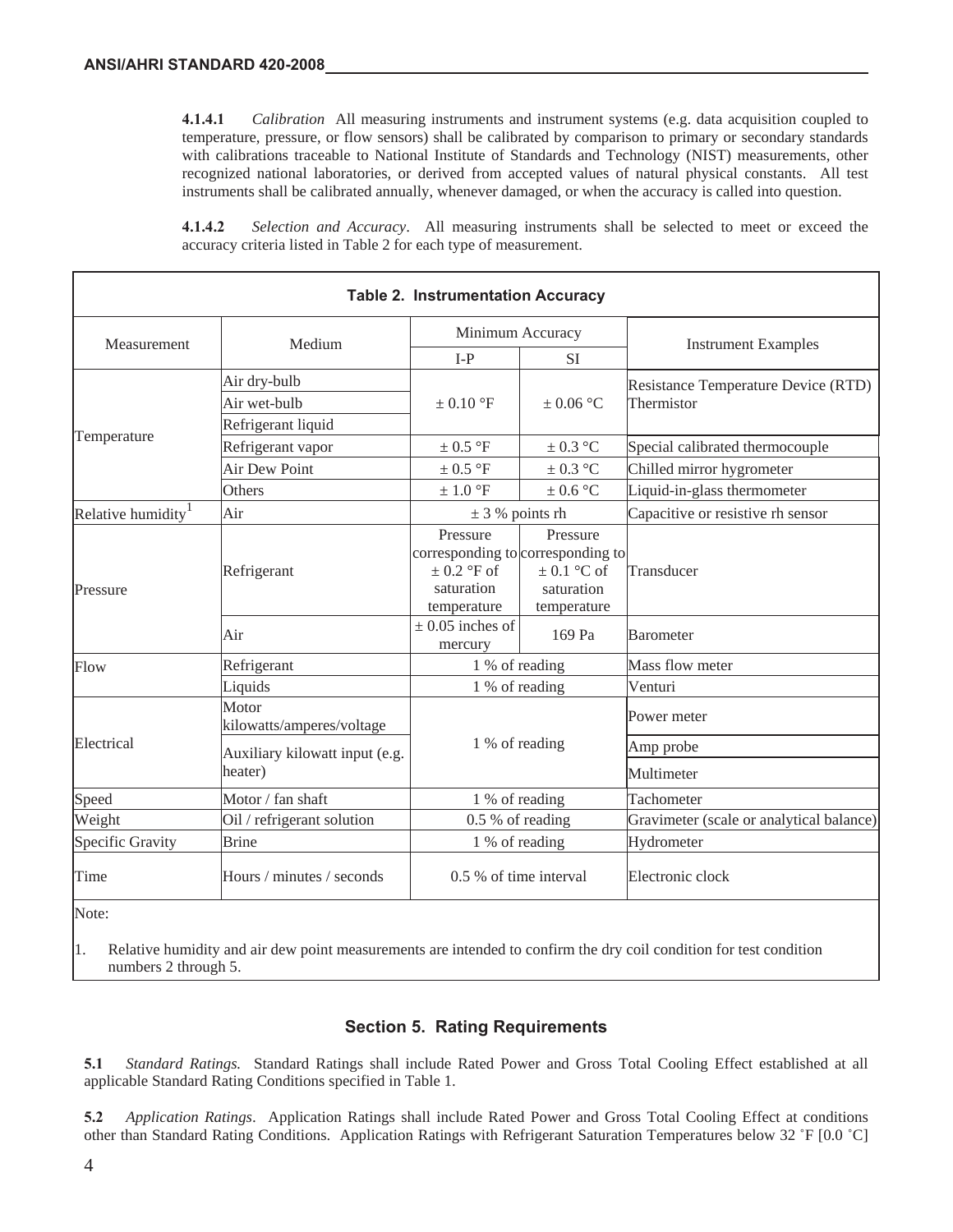**4.1.4.1** *Calibration* All measuring instruments and instrument systems (e.g. data acquisition coupled to temperature, pressure, or flow sensors) shall be calibrated by comparison to primary or secondary standards with calibrations traceable to National Institute of Standards and Technology (NIST) measurements, other recognized national laboratories, or derived from accepted values of natural physical constants. All test instruments shall be calibrated annually, whenever damaged, or when the accuracy is called into question.

**4.1.4.2** *Selection and Accuracy*. All measuring instruments shall be selected to meet or exceed the accuracy criteria listed in Table 2 for each type of measurement.

**Table 2. Instrumentation Accuracy**

| Measurement | Medium | Minimum Accuracy | | Instrument Examples |
|---|---|---|---|---|
| | | I-P | SI | |
| Temperature | Air dry-bulb<br>Air wet-bulb<br>Refrigerant liquid | ± 0.10 °F | ± 0.06 °C | Resistance Temperature Device (RTD)<br>Thermistor |
| | Refrigerant vapor | ± 0.5 °F | ± 0.3 °C | Special calibrated thermocouple |
| | Air Dew Point | ± 0.5 °F | ± 0.3 °C | Chilled mirror hygrometer |
| | Others | ± 1.0 °F | ± 0.6 °C | Liquid-in-glass thermometer |
| Relative humidity[1] | Air | ± 3 % points rh | | Capacitive or resistive rh sensor |
| Pressure | Refrigerant | Pressure corresponding to ± 0.2 °F of saturation temperature | Pressure corresponding to ± 0.1 °C of saturation temperature | Transducer |
| | Air | ± 0.05 inches of mercury | 169 Pa | Barometer |
| Flow | Refrigerant | 1 % of reading | | Mass flow meter |
| | Liquids | 1 % of reading | | Venturi |
| Electrical | Motor kilowatts/amperes/voltage<br>Auxiliary kilowatt input (e.g. heater) | 1 % of reading | | Power meter<br>Amp probe<br>Multimeter |
| Speed | Motor / fan shaft | 1 % of reading | | Tachometer |
| Weight | Oil / refrigerant solution | 0.5 % of reading | | Gravimeter (scale or analytical balance) |
| Specific Gravity | Brine | 1 % of reading | | Hydrometer |
| Time | Hours / minutes / seconds | 0.5 % of time interval | | Electronic clock |

Note:

1. Relative humidity and air dew point measurements are intended to confirm the dry coil condition for test condition numbers 2 through 5.

## Section 5. Rating Requirements

**5.1** *Standard Ratings.* Standard Ratings shall include Rated Power and Gross Total Cooling Effect established at all applicable Standard Rating Conditions specified in Table 1.

**5.2** *Application Ratings*. Application Ratings shall include Rated Power and Gross Total Cooling Effect at conditions other than Standard Rating Conditions. Application Ratings with Refrigerant Saturation Temperatures below 32 ˚F [0.0 ˚C]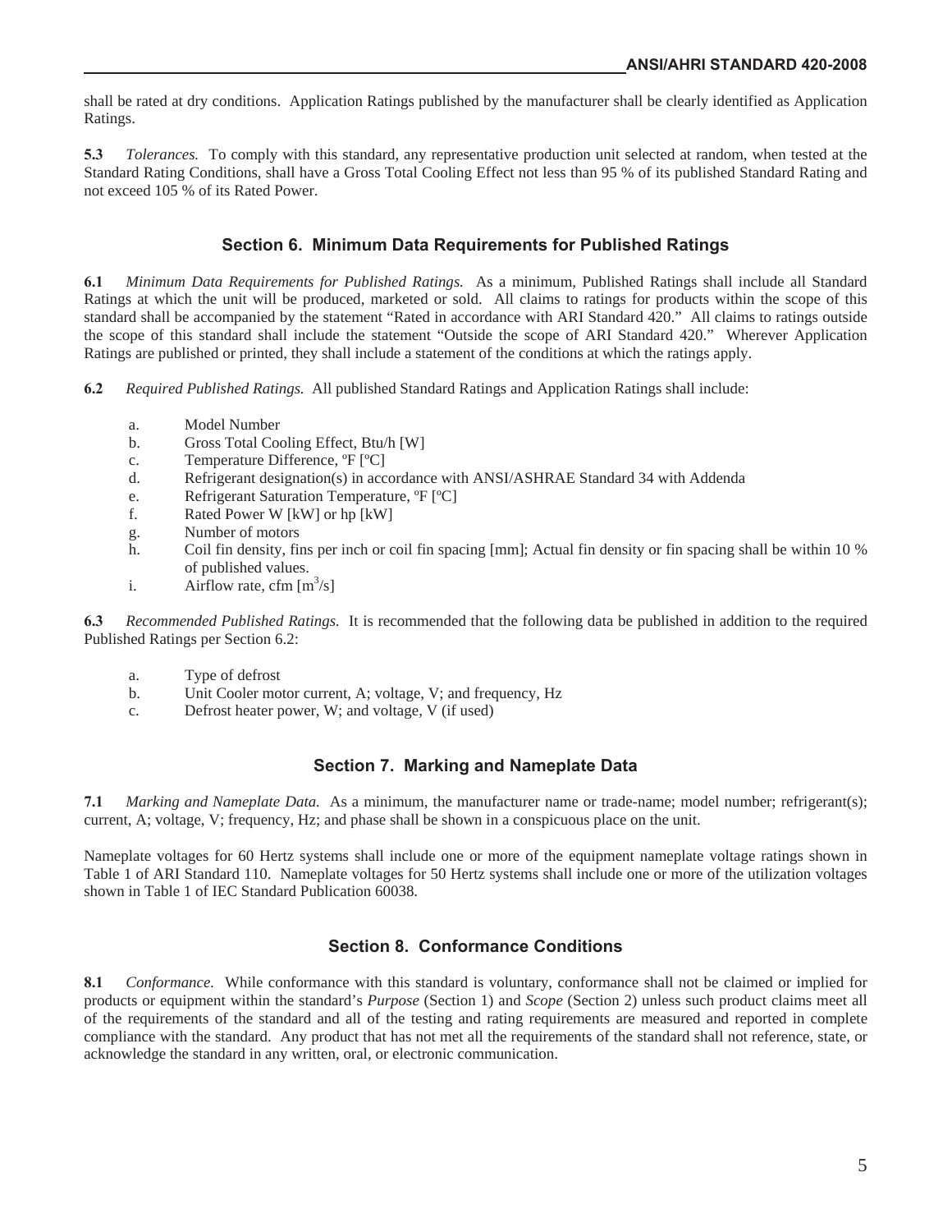shall be rated at dry conditions. Application Ratings published by the manufacturer shall be clearly identified as Application Ratings.

**5.3** *Tolerances.* To comply with this standard, any representative production unit selected at random, when tested at the Standard Rating Conditions, shall have a Gross Total Cooling Effect not less than 95 % of its published Standard Rating and not exceed 105 % of its Rated Power.

## Section 6. Minimum Data Requirements for Published Ratings

**6.1** *Minimum Data Requirements for Published Ratings.* As a minimum, Published Ratings shall include all Standard Ratings at which the unit will be produced, marketed or sold. All claims to ratings for products within the scope of this standard shall be accompanied by the statement "Rated in accordance with ARI Standard 420." All claims to ratings outside the scope of this standard shall include the statement "Outside the scope of ARI Standard 420." Wherever Application Ratings are published or printed, they shall include a statement of the conditions at which the ratings apply.

**6.2** *Required Published Ratings.* All published Standard Ratings and Application Ratings shall include:

a. Model Number
b. Gross Total Cooling Effect, Btu/h [W]
c. Temperature Difference, ºF [ºC]
d. Refrigerant designation(s) in accordance with ANSI/ASHRAE Standard 34 with Addenda
e. Refrigerant Saturation Temperature, ºF [ºC]
f. Rated Power W [kW] or hp [kW]
g. Number of motors
h. Coil fin density, fins per inch or coil fin spacing [mm]; Actual fin density or fin spacing shall be within 10 % of published values.
i. Airflow rate, cfm [$m^3/s$]

**6.3** *Recommended Published Ratings.* It is recommended that the following data be published in addition to the required Published Ratings per Section 6.2:

a. Type of defrost
b. Unit Cooler motor current, A; voltage, V; and frequency, Hz
c. Defrost heater power, W; and voltage, V (if used)

## Section 7. Marking and Nameplate Data

**7.1** *Marking and Nameplate Data.* As a minimum, the manufacturer name or trade-name; model number; refrigerant(s); current, A; voltage, V; frequency, Hz; and phase shall be shown in a conspicuous place on the unit.

Nameplate voltages for 60 Hertz systems shall include one or more of the equipment nameplate voltage ratings shown in Table 1 of ARI Standard 110. Nameplate voltages for 50 Hertz systems shall include one or more of the utilization voltages shown in Table 1 of IEC Standard Publication 60038.

## Section 8. Conformance Conditions

**8.1** *Conformance.* While conformance with this standard is voluntary, conformance shall not be claimed or implied for products or equipment within the standard's *Purpose* (Section 1) and *Scope* (Section 2) unless such product claims meet all of the requirements of the standard and all of the testing and rating requirements are measured and reported in complete compliance with the standard. Any product that has not met all the requirements of the standard shall not reference, state, or acknowledge the standard in any written, oral, or electronic communication.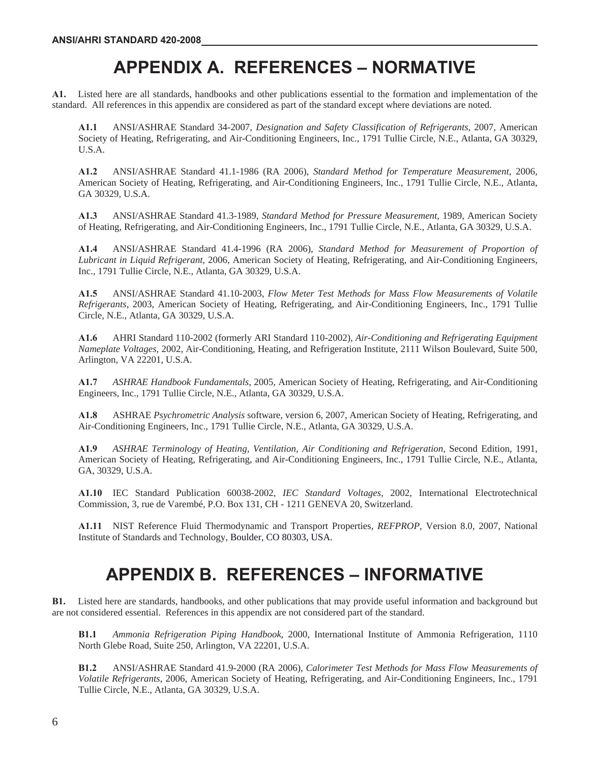# APPENDIX A. REFERENCES – NORMATIVE

**A1.** Listed here are all standards, handbooks and other publications essential to the formation and implementation of the standard. All references in this appendix are considered as part of the standard except where deviations are noted.

**A1.1** ANSI/ASHRAE Standard 34-2007, *Designation and Safety Classification of Refrigerants*, 2007, American Society of Heating, Refrigerating, and Air-Conditioning Engineers, Inc., 1791 Tullie Circle, N.E., Atlanta, GA 30329, U.S.A.

**A1.2** ANSI/ASHRAE Standard 41.1-1986 (RA 2006), *Standard Method for Temperature Measurement*, 2006, American Society of Heating, Refrigerating, and Air-Conditioning Engineers, Inc., 1791 Tullie Circle, N.E., Atlanta, GA 30329, U.S.A.

**A1.3** ANSI/ASHRAE Standard 41.3-1989, *Standard Method for Pressure Measurement*, 1989, American Society of Heating, Refrigerating, and Air-Conditioning Engineers, Inc., 1791 Tullie Circle, N.E., Atlanta, GA 30329, U.S.A.

**A1.4** ANSI/ASHRAE Standard 41.4-1996 (RA 2006), *Standard Method for Measurement of Proportion of Lubricant in Liquid Refrigerant*, 2006, American Society of Heating, Refrigerating, and Air-Conditioning Engineers, Inc., 1791 Tullie Circle, N.E., Atlanta, GA 30329, U.S.A.

**A1.5** ANSI/ASHRAE Standard 41.10-2003, *Flow Meter Test Methods for Mass Flow Measurements of Volatile Refrigerants*, 2003, American Society of Heating, Refrigerating, and Air-Conditioning Engineers, Inc., 1791 Tullie Circle, N.E., Atlanta, GA 30329, U.S.A.

**A1.6** AHRI Standard 110-2002 (formerly ARI Standard 110-2002), *Air-Conditioning and Refrigerating Equipment Nameplate Voltages*, 2002, Air-Conditioning, Heating, and Refrigeration Institute, 2111 Wilson Boulevard, Suite 500, Arlington, VA 22201, U.S.A.

**A1.7** *ASHRAE Handbook Fundamentals*, 2005, American Society of Heating, Refrigerating, and Air-Conditioning Engineers, Inc., 1791 Tullie Circle, N.E., Atlanta, GA 30329, U.S.A.

**A1.8** ASHRAE *Psychrometric Analysis* software, version 6, 2007, American Society of Heating, Refrigerating, and Air-Conditioning Engineers, Inc., 1791 Tullie Circle, N.E., Atlanta, GA 30329, U.S.A.

**A1.9** *ASHRAE Terminology of Heating, Ventilation, Air Conditioning and Refrigeration,* Second Edition, 1991, American Society of Heating, Refrigerating, and Air-Conditioning Engineers, Inc., 1791 Tullie Circle, N.E., Atlanta, GA, 30329, U.S.A.

**A1.10** IEC Standard Publication 60038-2002, *IEC Standard Voltages*, 2002, International Electrotechnical Commission, 3, rue de Varembé, P.O. Box 131, CH - 1211 GENEVA 20, Switzerland.

**A1.11** NIST Reference Fluid Thermodynamic and Transport Properties, *REFPROP*, Version 8.0, 2007, National Institute of Standards and Technology, Boulder, CO 80303, USA.

# APPENDIX B. REFERENCES – INFORMATIVE

**B1.** Listed here are standards, handbooks, and other publications that may provide useful information and background but are not considered essential. References in this appendix are not considered part of the standard.

**B1.1** *Ammonia Refrigeration Piping Handbook*, 2000, International Institute of Ammonia Refrigeration, 1110 North Glebe Road, Suite 250, Arlington, VA 22201, U.S.A.

**B1.2** ANSI/ASHRAE Standard 41.9-2000 (RA 2006), *Calorimeter Test Methods for Mass Flow Measurements of Volatile Refrigerants*, 2006, American Society of Heating, Refrigerating, and Air-Conditioning Engineers, Inc., 1791 Tullie Circle, N.E., Atlanta, GA 30329, U.S.A.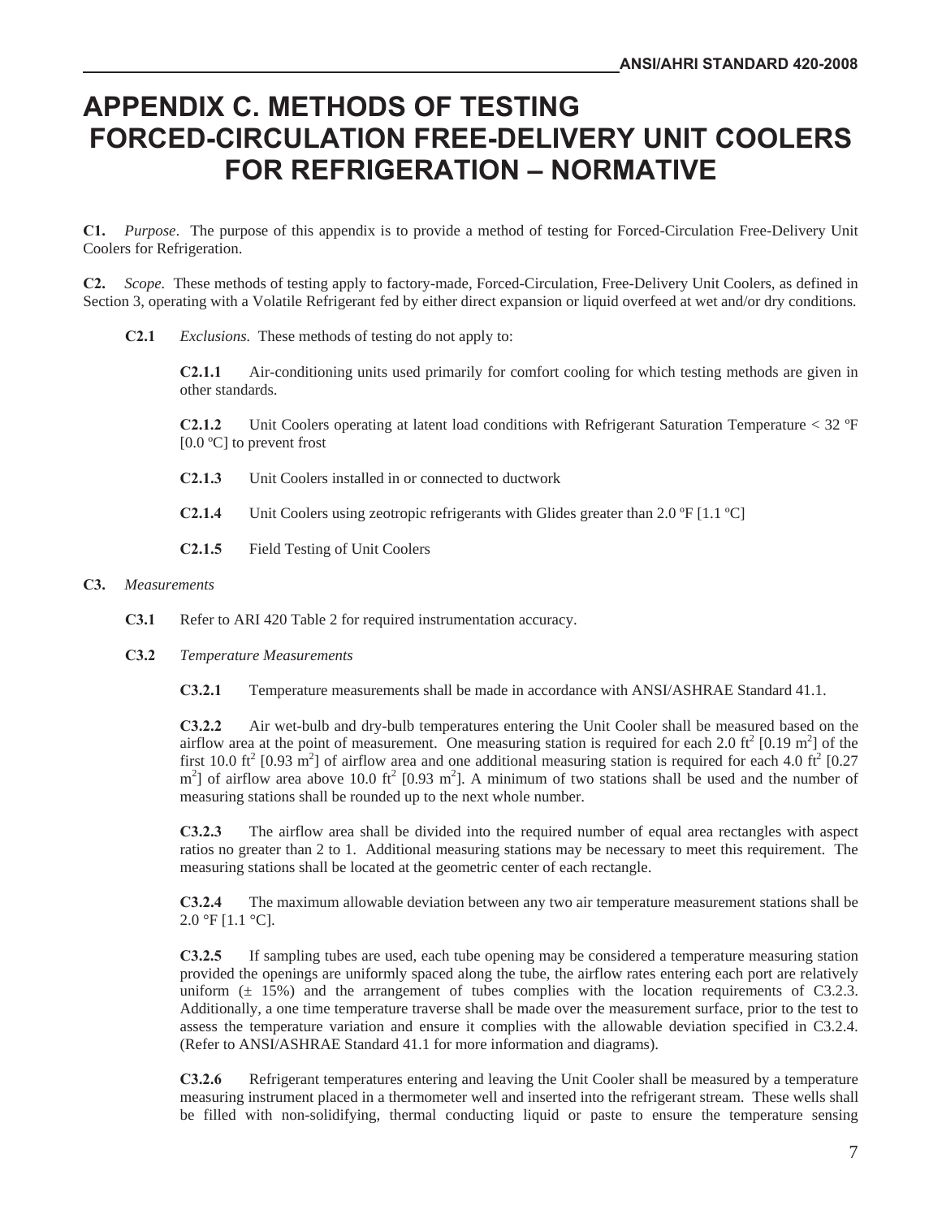# APPENDIX C. METHODS OF TESTING FORCED-CIRCULATION FREE-DELIVERY UNIT COOLERS FOR REFRIGERATION – NORMATIVE

**C1.** *Purpose*. The purpose of this appendix is to provide a method of testing for Forced-Circulation Free-Delivery Unit Coolers for Refrigeration.

**C2.** *Scope.* These methods of testing apply to factory-made, Forced-Circulation, Free-Delivery Unit Coolers, as defined in Section 3, operating with a Volatile Refrigerant fed by either direct expansion or liquid overfeed at wet and/or dry conditions.

**C2.1** *Exclusions.* These methods of testing do not apply to:

**C2.1.1** Air-conditioning units used primarily for comfort cooling for which testing methods are given in other standards.

**C2.1.2** Unit Coolers operating at latent load conditions with Refrigerant Saturation Temperature < 32 ºF [0.0 ºC] to prevent frost

**C2.1.3** Unit Coolers installed in or connected to ductwork

**C2.1.4** Unit Coolers using zeotropic refrigerants with Glides greater than 2.0 ºF [1.1 ºC]

**C2.1.5** Field Testing of Unit Coolers

**C3.** *Measurements*

**C3.1** Refer to ARI 420 Table 2 for required instrumentation accuracy.

**C3.2** *Temperature Measurements*

**C3.2.1** Temperature measurements shall be made in accordance with ANSI/ASHRAE Standard 41.1.

**C3.2.2** Air wet-bulb and dry-bulb temperatures entering the Unit Cooler shall be measured based on the airflow area at the point of measurement. One measuring station is required for each 2.0 $ft^2$ [0.19 $m^2$] of the first 10.0 $ft^2$ [0.93 $m^2$] of airflow area and one additional measuring station is required for each 4.0 $ft^2$ [0.27 $m^2$] of airflow area above 10.0 $ft^2$ [0.93 $m^2$]. A minimum of two stations shall be used and the number of measuring stations shall be rounded up to the next whole number.

**C3.2.3** The airflow area shall be divided into the required number of equal area rectangles with aspect ratios no greater than 2 to 1. Additional measuring stations may be necessary to meet this requirement. The measuring stations shall be located at the geometric center of each rectangle.

**C3.2.4** The maximum allowable deviation between any two air temperature measurement stations shall be 2.0 °F [1.1 °C].

**C3.2.5** If sampling tubes are used, each tube opening may be considered a temperature measuring station provided the openings are uniformly spaced along the tube, the airflow rates entering each port are relatively uniform (± 15%) and the arrangement of tubes complies with the location requirements of C3.2.3. Additionally, a one time temperature traverse shall be made over the measurement surface, prior to the test to assess the temperature variation and ensure it complies with the allowable deviation specified in C3.2.4. (Refer to ANSI/ASHRAE Standard 41.1 for more information and diagrams).

**C3.2.6** Refrigerant temperatures entering and leaving the Unit Cooler shall be measured by a temperature measuring instrument placed in a thermometer well and inserted into the refrigerant stream. These wells shall be filled with non-solidifying, thermal conducting liquid or paste to ensure the temperature sensing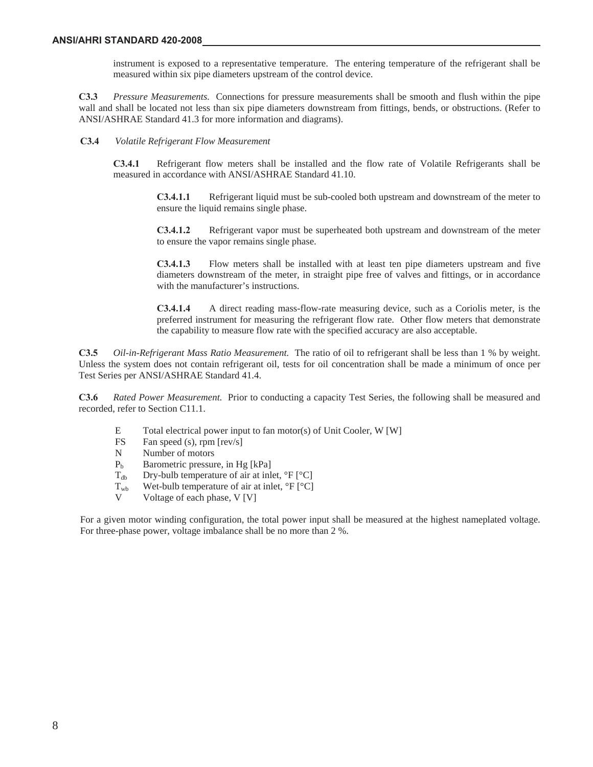instrument is exposed to a representative temperature. The entering temperature of the refrigerant shall be measured within six pipe diameters upstream of the control device.

**C3.3** *Pressure Measurements.* Connections for pressure measurements shall be smooth and flush within the pipe wall and shall be located not less than six pipe diameters downstream from fittings, bends, or obstructions. (Refer to ANSI/ASHRAE Standard 41.3 for more information and diagrams).

**C3.4** *Volatile Refrigerant Flow Measurement*

**C3.4.1** Refrigerant flow meters shall be installed and the flow rate of Volatile Refrigerants shall be measured in accordance with ANSI/ASHRAE Standard 41.10.

**C3.4.1.1** Refrigerant liquid must be sub-cooled both upstream and downstream of the meter to ensure the liquid remains single phase.

**C3.4.1.2** Refrigerant vapor must be superheated both upstream and downstream of the meter to ensure the vapor remains single phase.

**C3.4.1.3** Flow meters shall be installed with at least ten pipe diameters upstream and five diameters downstream of the meter, in straight pipe free of valves and fittings, or in accordance with the manufacturer's instructions.

**C3.4.1.4** A direct reading mass-flow-rate measuring device, such as a Coriolis meter, is the preferred instrument for measuring the refrigerant flow rate. Other flow meters that demonstrate the capability to measure flow rate with the specified accuracy are also acceptable.

**C3.5** *Oil-in-Refrigerant Mass Ratio Measurement.* The ratio of oil to refrigerant shall be less than 1 % by weight. Unless the system does not contain refrigerant oil, tests for oil concentration shall be made a minimum of once per Test Series per ANSI/ASHRAE Standard 41.4.

**C3.6** *Rated Power Measurement.* Prior to conducting a capacity Test Series, the following shall be measured and recorded, refer to Section C11.1.

- E  Total electrical power input to fan motor(s) of Unit Cooler, W [W]
- FS  Fan speed (s), rpm [rev/s]
- N  Number of motors
- $P_b$  Barometric pressure, in Hg [kPa]
- $T_{db}$  Dry-bulb temperature of air at inlet, °F [°C]
- $T_{wb}$  Wet-bulb temperature of air at inlet, °F [°C]
- V  Voltage of each phase, V [V]

For a given motor winding configuration, the total power input shall be measured at the highest nameplated voltage. For three-phase power, voltage imbalance shall be no more than 2 %.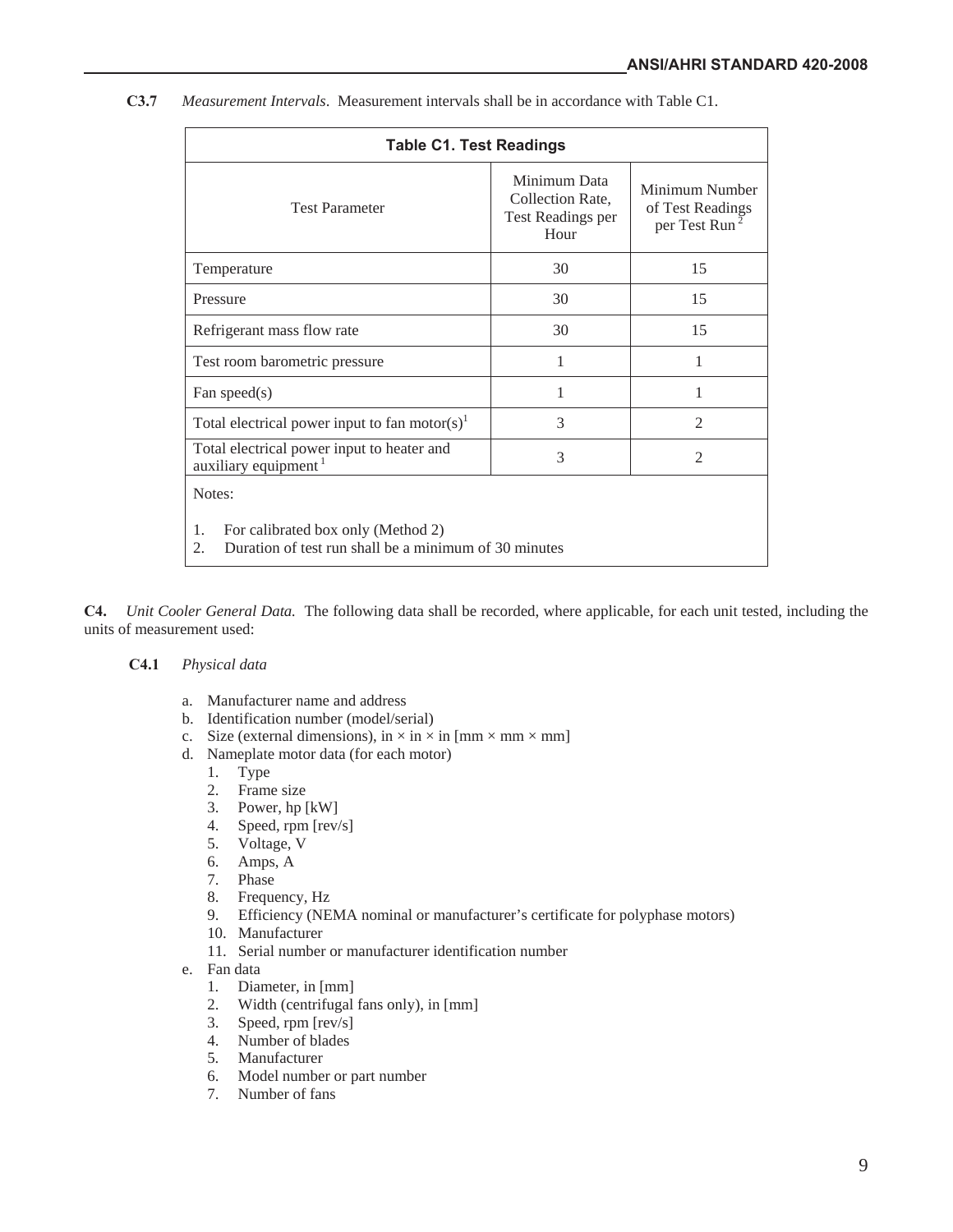**C3.7** *Measurement Intervals*. Measurement intervals shall be in accordance with Table C1.

**Table C1. Test Readings**

| Test Parameter | Minimum Data Collection Rate, Test Readings per Hour | Minimum Number of Test Readings per Test Run [2] |
|---|---|---|
| Temperature | 30 | 15 |
| Pressure | 30 | 15 |
| Refrigerant mass flow rate | 30 | 15 |
| Test room barometric pressure | 1 | 1 |
| Fan speed(s) | 1 | 1 |
| Total electrical power input to fan motor(s)[1] | 3 | 2 |
| Total electrical power input to heater and auxiliary equipment [1] | 3 | 2 |

Notes:

1. For calibrated box only (Method 2)
2. Duration of test run shall be a minimum of 30 minutes

**C4.** *Unit Cooler General Data.* The following data shall be recorded, where applicable, for each unit tested, including the units of measurement used:

**C4.1** *Physical data*

a. Manufacturer name and address
b. Identification number (model/serial)
c. Size (external dimensions), in × in × in [mm × mm × mm]
d. Nameplate motor data (for each motor)
   1. Type
   2. Frame size
   3. Power, hp [kW]
   4. Speed, rpm [rev/s]
   5. Voltage, V
   6. Amps, A
   7. Phase
   8. Frequency, Hz
   9. Efficiency (NEMA nominal or manufacturer's certificate for polyphase motors)
   10. Manufacturer
   11. Serial number or manufacturer identification number
e. Fan data
   1. Diameter, in [mm]
   2. Width (centrifugal fans only), in [mm]
   3. Speed, rpm [rev/s]
   4. Number of blades
   5. Manufacturer
   6. Model number or part number
   7. Number of fans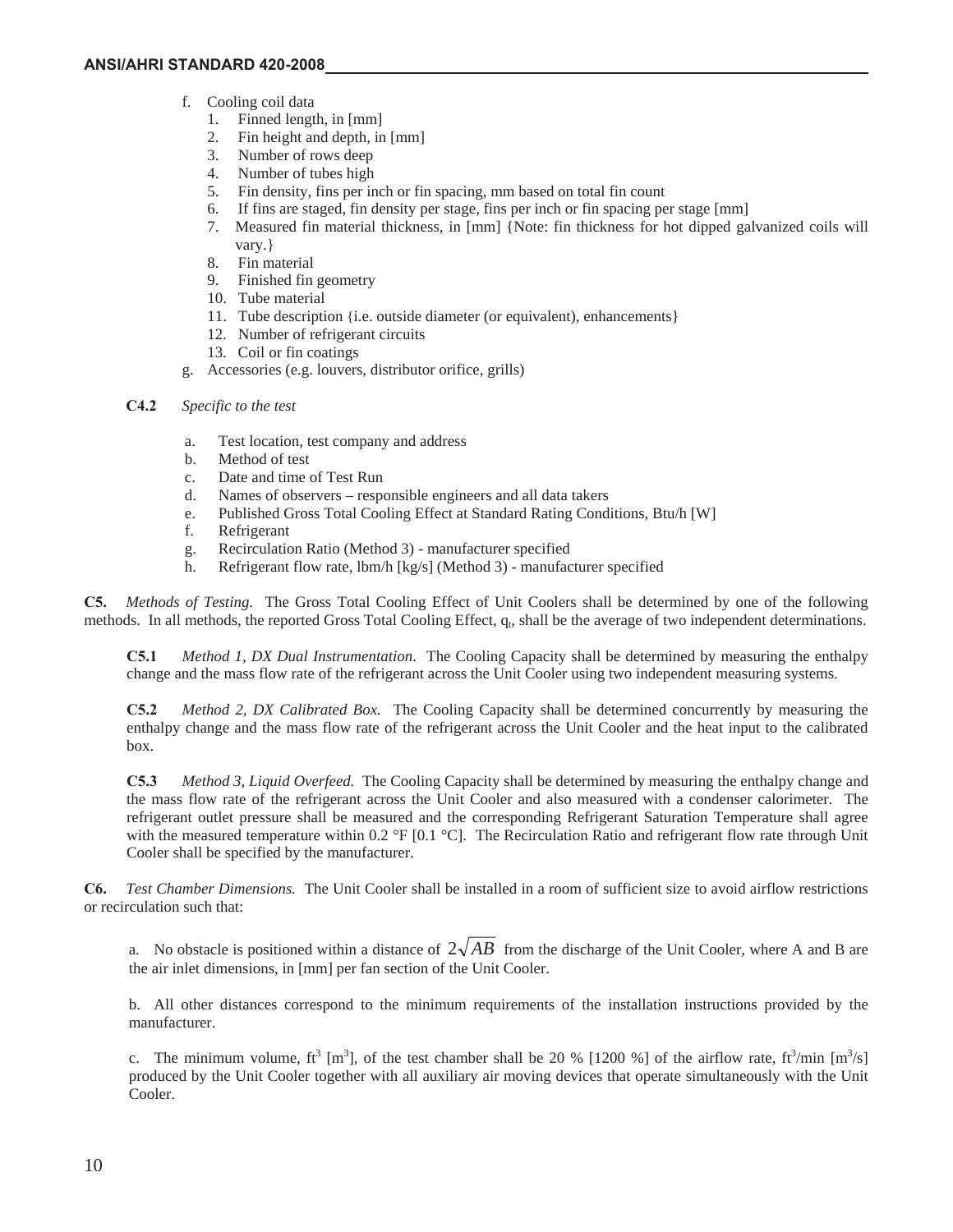f. Cooling coil data
   1. Finned length, in [mm]
   2. Fin height and depth, in [mm]
   3. Number of rows deep
   4. Number of tubes high
   5. Fin density, fins per inch or fin spacing, mm based on total fin count
   6. If fins are staged, fin density per stage, fins per inch or fin spacing per stage [mm]
   7. Measured fin material thickness, in [mm] {Note: fin thickness for hot dipped galvanized coils will vary.}
   8. Fin material
   9. Finished fin geometry
   10. Tube material
   11. Tube description {i.e. outside diameter (or equivalent), enhancements}
   12. Number of refrigerant circuits
   13. Coil or fin coatings

g. Accessories (e.g. louvers, distributor orifice, grills)

**C4.2** *Specific to the test*

a. Test location, test company and address
b. Method of test
c. Date and time of Test Run
d. Names of observers – responsible engineers and all data takers
e. Published Gross Total Cooling Effect at Standard Rating Conditions, Btu/h [W]
f. Refrigerant
g. Recirculation Ratio (Method 3) - manufacturer specified
h. Refrigerant flow rate, lbm/h [kg/s] (Method 3) - manufacturer specified

**C5.** *Methods of Testing.* The Gross Total Cooling Effect of Unit Coolers shall be determined by one of the following methods. In all methods, the reported Gross Total Cooling Effect, $q_t$, shall be the average of two independent determinations.

**C5.1** *Method 1, DX Dual Instrumentation*. The Cooling Capacity shall be determined by measuring the enthalpy change and the mass flow rate of the refrigerant across the Unit Cooler using two independent measuring systems.

**C5.2** *Method 2, DX Calibrated Box.* The Cooling Capacity shall be determined concurrently by measuring the enthalpy change and the mass flow rate of the refrigerant across the Unit Cooler and the heat input to the calibrated box.

**C5.3** *Method 3, Liquid Overfeed.* The Cooling Capacity shall be determined by measuring the enthalpy change and the mass flow rate of the refrigerant across the Unit Cooler and also measured with a condenser calorimeter. The refrigerant outlet pressure shall be measured and the corresponding Refrigerant Saturation Temperature shall agree with the measured temperature within 0.2 °F [0.1 °C]. The Recirculation Ratio and refrigerant flow rate through Unit Cooler shall be specified by the manufacturer.

**C6.** *Test Chamber Dimensions.* The Unit Cooler shall be installed in a room of sufficient size to avoid airflow restrictions or recirculation such that:

a. No obstacle is positioned within a distance of $2\sqrt{AB}$ from the discharge of the Unit Cooler, where A and B are the air inlet dimensions, in [mm] per fan section of the Unit Cooler.

b. All other distances correspond to the minimum requirements of the installation instructions provided by the manufacturer.

c. The minimum volume, $ft^3$ [$m^3$], of the test chamber shall be 20 % [1200 %] of the airflow rate, $ft^3$/min [$m^3$/s] produced by the Unit Cooler together with all auxiliary air moving devices that operate simultaneously with the Unit Cooler.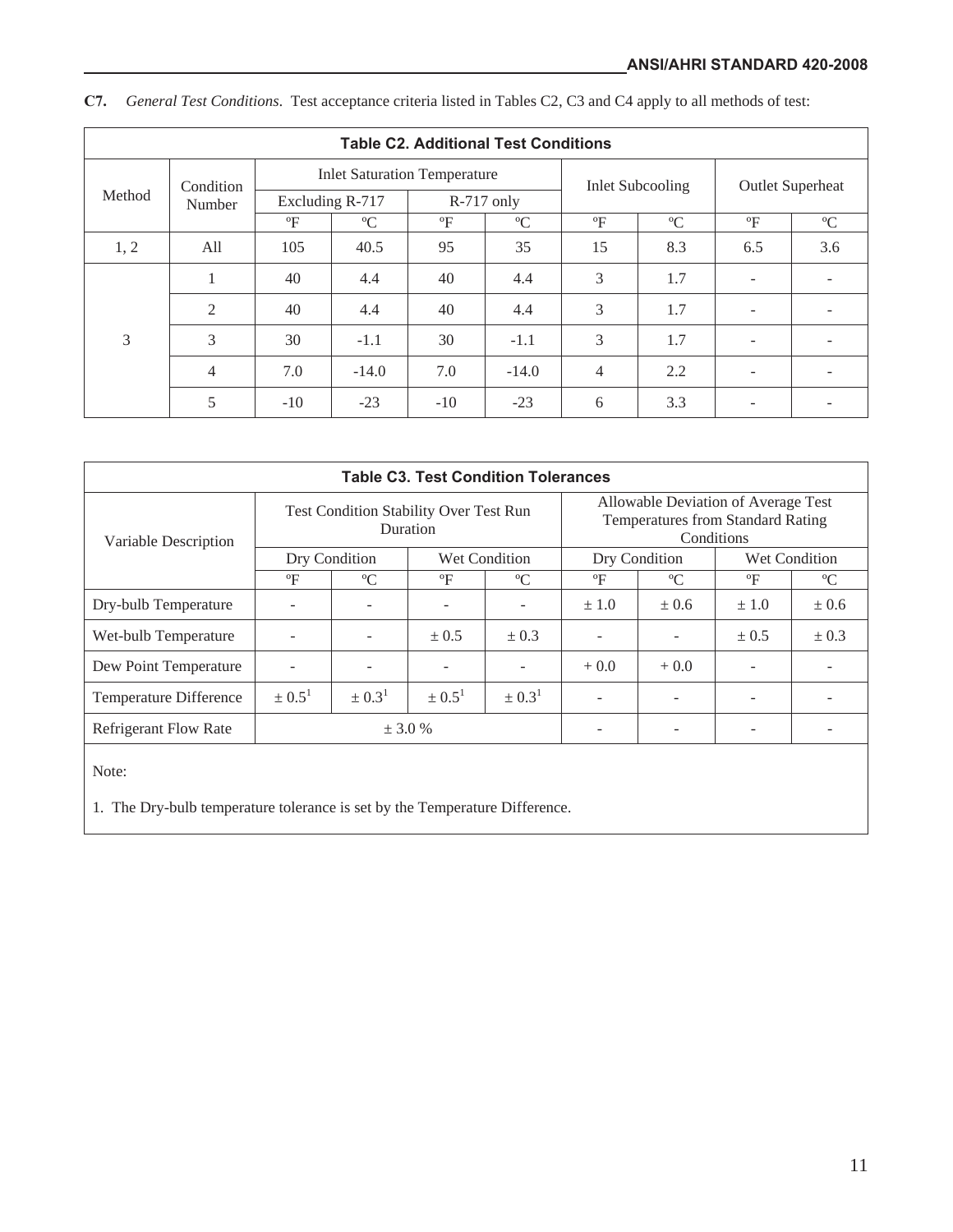**C7.** *General Test Conditions*. Test acceptance criteria listed in Tables C2, C3 and C4 apply to all methods of test:

**Table C2. Additional Test Conditions**

| Method | Condition Number | Inlet Saturation Temperature | | | | Inlet Subcooling | | Outlet Superheat | |
|---|---|---|---|---|---|---|---|---|---|
| | | Excluding R-717 | | R-717 only | | | | | |
| | | ºF | ºC | ºF | ºC | ºF | ºC | ºF | ºC |
| 1, 2 | All | 105 | 40.5 | 95 | 35 | 15 | 8.3 | 6.5 | 3.6 |
| 3 | 1 | 40 | 4.4 | 40 | 4.4 | 3 | 1.7 | - | - |
| | 2 | 40 | 4.4 | 40 | 4.4 | 3 | 1.7 | - | - |
| | 3 | 30 | -1.1 | 30 | -1.1 | 3 | 1.7 | - | - |
| | 4 | 7.0 | -14.0 | 7.0 | -14.0 | 4 | 2.2 | - | - |
| | 5 | -10 | -23 | -10 | -23 | 6 | 3.3 | - | - |

**Table C3. Test Condition Tolerances**

| Variable Description | Test Condition Stability Over Test Run Duration | | | | Allowable Deviation of Average Test Temperatures from Standard Rating Conditions | | | |
|---|---|---|---|---|---|---|---|---|
| | Dry Condition | | Wet Condition | | Dry Condition | | Wet Condition | |
| | ºF | ºC | ºF | ºC | ºF | ºC | ºF | ºC |
| Dry-bulb Temperature | - | - | - | - | ± 1.0 | ± 0.6 | ± 1.0 | ± 0.6 |
| Wet-bulb Temperature | - | - | ± 0.5 | ± 0.3 | - | - | ± 0.5 | ± 0.3 |
| Dew Point Temperature | - | - | - | - | + 0.0 | + 0.0 | - | - |
| Temperature Difference | ± 0.5[1] | ± 0.3[1] | ± 0.5[1] | ± 0.3[1] | - | - | - | - |
| Refrigerant Flow Rate | ± 3.0 % | | | | - | - | - | - |

Note:

1. The Dry-bulb temperature tolerance is set by the Temperature Difference.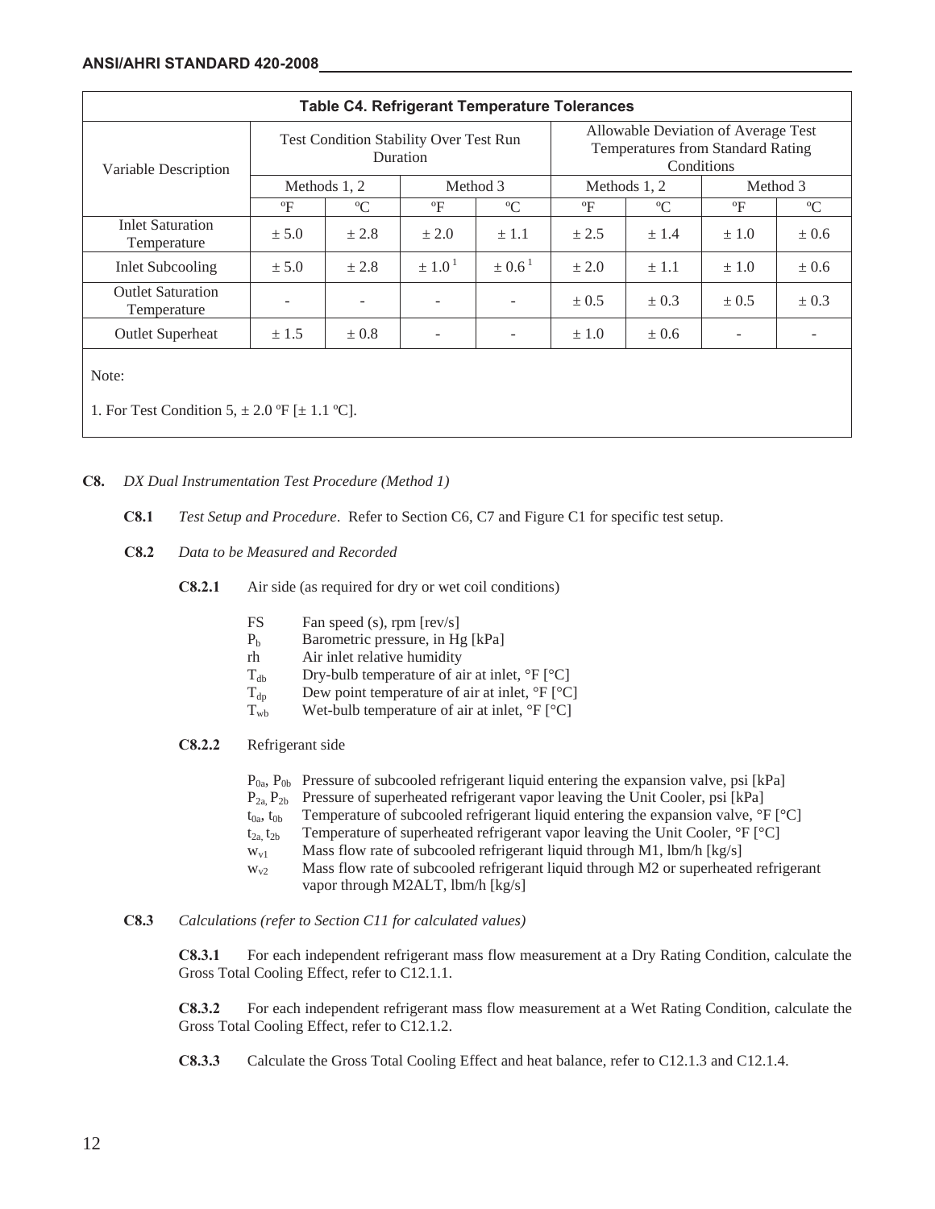**Table C4. Refrigerant Temperature Tolerances**

| Variable Description | Test Condition Stability Over Test Run Duration | | | | Allowable Deviation of Average Test Temperatures from Standard Rating Conditions | | | |
|---|---|---|---|---|---|---|---|---|
| | Methods 1, 2 | | Method 3 | | Methods 1, 2 | | Method 3 | |
| | ºF | ºC | ºF | ºC | ºF | ºC | ºF | ºC |
| Inlet Saturation Temperature | ± 5.0 | ± 2.8 | ± 2.0 | ± 1.1 | ± 2.5 | ± 1.4 | ± 1.0 | ± 0.6 |
| Inlet Subcooling | ± 5.0 | ± 2.8 | ± 1.0 [1] | ± 0.6 [1] | ± 2.0 | ± 1.1 | ± 1.0 | ± 0.6 |
| Outlet Saturation Temperature | - | - | - | - | ± 0.5 | ± 0.3 | ± 0.5 | ± 0.3 |
| Outlet Superheat | ± 1.5 | ± 0.8 | - | - | ± 1.0 | ± 0.6 | - | - |

Note:

1. For Test Condition 5, ± 2.0 ºF [± 1.1 ºC].

**C8.** *DX Dual Instrumentation Test Procedure (Method 1)*

**C8.1** *Test Setup and Procedure*. Refer to Section C6, C7 and Figure C1 for specific test setup.

**C8.2** *Data to be Measured and Recorded*

**C8.2.1** Air side (as required for dry or wet coil conditions)

- FS — Fan speed (s), rpm [rev/s]
- $P_b$ — Barometric pressure, in Hg [kPa]
- rh — Air inlet relative humidity
- $T_{db}$ — Dry-bulb temperature of air at inlet, °F [°C]
- $T_{dp}$ — Dew point temperature of air at inlet, °F [°C]
- $T_{wb}$ — Wet-bulb temperature of air at inlet, °F [°C]

**C8.2.2** Refrigerant side

- $P_{0a}$, $P_{0b}$ — Pressure of subcooled refrigerant liquid entering the expansion valve, psi [kPa]
- $P_{2a}$, $P_{2b}$ — Pressure of superheated refrigerant vapor leaving the Unit Cooler, psi [kPa]
- $t_{0a}$, $t_{0b}$ — Temperature of subcooled refrigerant liquid entering the expansion valve, °F [°C]
- $t_{2a}$, $t_{2b}$ — Temperature of superheated refrigerant vapor leaving the Unit Cooler, °F [°C]
- $w_{v1}$ — Mass flow rate of subcooled refrigerant liquid through M1, lbm/h [kg/s]
- $w_{v2}$ — Mass flow rate of subcooled refrigerant liquid through M2 or superheated refrigerant vapor through M2ALT, lbm/h [kg/s]

**C8.3** *Calculations (refer to Section C11 for calculated values)*

**C8.3.1** For each independent refrigerant mass flow measurement at a Dry Rating Condition, calculate the Gross Total Cooling Effect, refer to C12.1.1.

**C8.3.2** For each independent refrigerant mass flow measurement at a Wet Rating Condition, calculate the Gross Total Cooling Effect, refer to C12.1.2.

**C8.3.3** Calculate the Gross Total Cooling Effect and heat balance, refer to C12.1.3 and C12.1.4.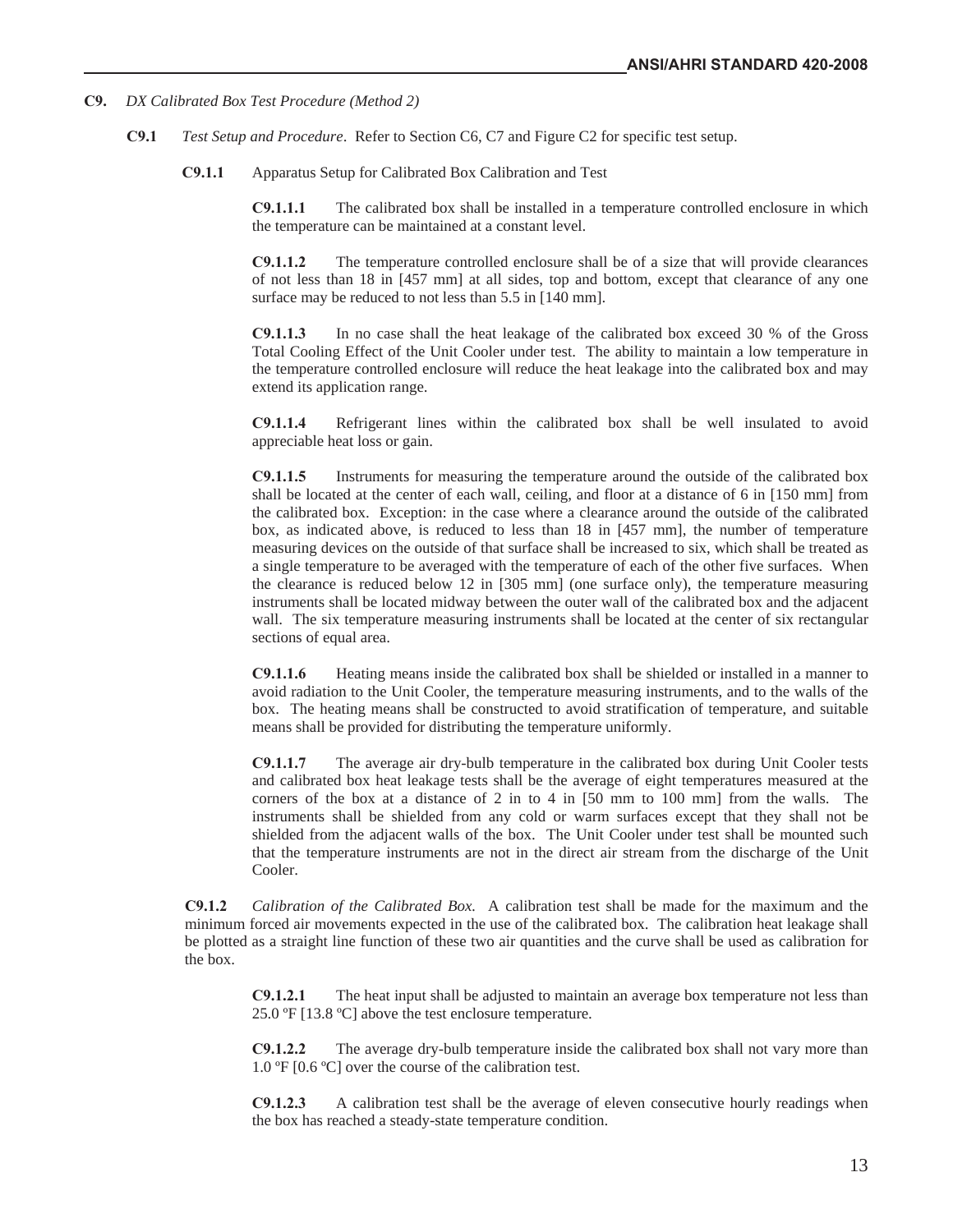**C9.** *DX Calibrated Box Test Procedure (Method 2)*

**C9.1** *Test Setup and Procedure*. Refer to Section C6, C7 and Figure C2 for specific test setup.

**C9.1.1** Apparatus Setup for Calibrated Box Calibration and Test

**C9.1.1.1** The calibrated box shall be installed in a temperature controlled enclosure in which the temperature can be maintained at a constant level.

**C9.1.1.2** The temperature controlled enclosure shall be of a size that will provide clearances of not less than 18 in [457 mm] at all sides, top and bottom, except that clearance of any one surface may be reduced to not less than 5.5 in [140 mm].

**C9.1.1.3** In no case shall the heat leakage of the calibrated box exceed 30 % of the Gross Total Cooling Effect of the Unit Cooler under test. The ability to maintain a low temperature in the temperature controlled enclosure will reduce the heat leakage into the calibrated box and may extend its application range.

**C9.1.1.4** Refrigerant lines within the calibrated box shall be well insulated to avoid appreciable heat loss or gain.

**C9.1.1.5** Instruments for measuring the temperature around the outside of the calibrated box shall be located at the center of each wall, ceiling, and floor at a distance of 6 in [150 mm] from the calibrated box. Exception: in the case where a clearance around the outside of the calibrated box, as indicated above, is reduced to less than 18 in [457 mm], the number of temperature measuring devices on the outside of that surface shall be increased to six, which shall be treated as a single temperature to be averaged with the temperature of each of the other five surfaces. When the clearance is reduced below 12 in [305 mm] (one surface only), the temperature measuring instruments shall be located midway between the outer wall of the calibrated box and the adjacent wall. The six temperature measuring instruments shall be located at the center of six rectangular sections of equal area.

**C9.1.1.6** Heating means inside the calibrated box shall be shielded or installed in a manner to avoid radiation to the Unit Cooler, the temperature measuring instruments, and to the walls of the box. The heating means shall be constructed to avoid stratification of temperature, and suitable means shall be provided for distributing the temperature uniformly.

**C9.1.1.7** The average air dry-bulb temperature in the calibrated box during Unit Cooler tests and calibrated box heat leakage tests shall be the average of eight temperatures measured at the corners of the box at a distance of 2 in to 4 in [50 mm to 100 mm] from the walls. The instruments shall be shielded from any cold or warm surfaces except that they shall not be shielded from the adjacent walls of the box. The Unit Cooler under test shall be mounted such that the temperature instruments are not in the direct air stream from the discharge of the Unit Cooler.

**C9.1.2** *Calibration of the Calibrated Box.* A calibration test shall be made for the maximum and the minimum forced air movements expected in the use of the calibrated box. The calibration heat leakage shall be plotted as a straight line function of these two air quantities and the curve shall be used as calibration for the box.

**C9.1.2.1** The heat input shall be adjusted to maintain an average box temperature not less than 25.0 ºF [13.8 ºC] above the test enclosure temperature.

**C9.1.2.2** The average dry-bulb temperature inside the calibrated box shall not vary more than 1.0 ºF [0.6 ºC] over the course of the calibration test.

**C9.1.2.3** A calibration test shall be the average of eleven consecutive hourly readings when the box has reached a steady-state temperature condition.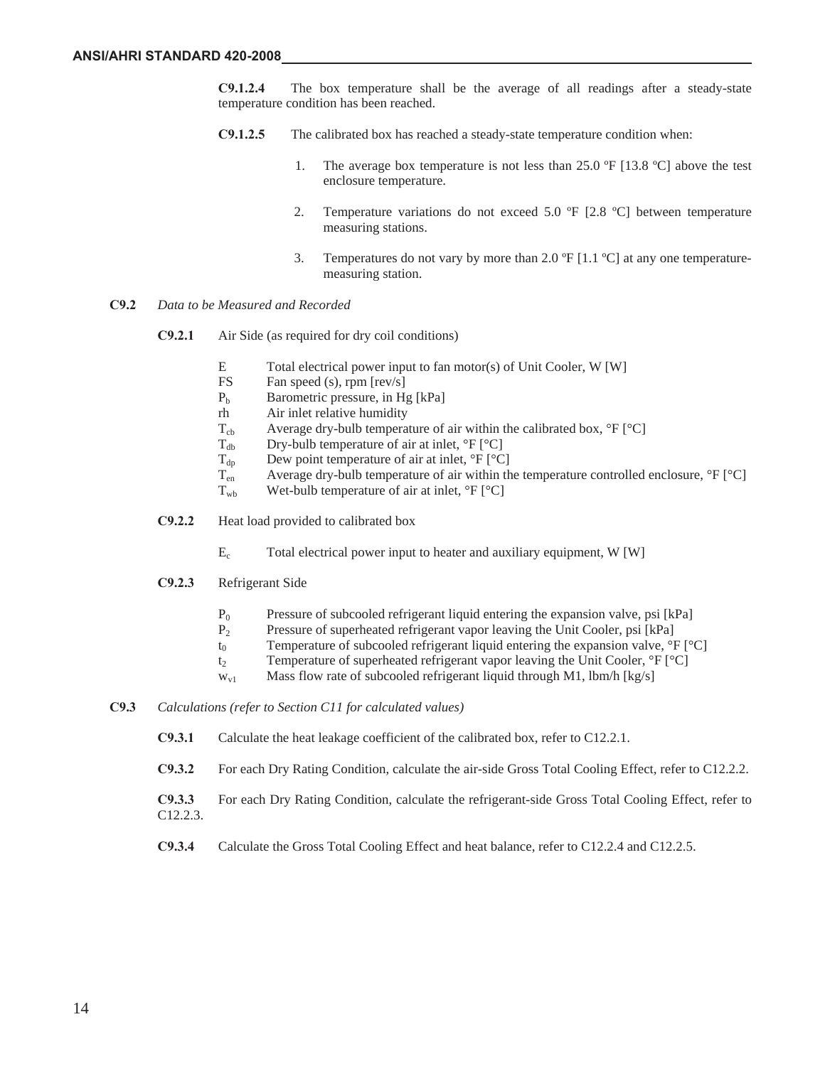**C9.1.2.4** The box temperature shall be the average of all readings after a steady-state temperature condition has been reached.

**C9.1.2.5** The calibrated box has reached a steady-state temperature condition when:

1. The average box temperature is not less than 25.0 ºF [13.8 ºC] above the test enclosure temperature.

2. Temperature variations do not exceed 5.0 ºF [2.8 ºC] between temperature measuring stations.

3. Temperatures do not vary by more than 2.0 ºF [1.1 ºC] at any one temperature-measuring station.

**C9.2** *Data to be Measured and Recorded*

**C9.2.1** Air Side (as required for dry coil conditions)

- E — Total electrical power input to fan motor(s) of Unit Cooler, W [W]
- FS — Fan speed (s), rpm [rev/s]
- $P_b$ — Barometric pressure, in Hg [kPa]
- rh — Air inlet relative humidity
- $T_{cb}$ — Average dry-bulb temperature of air within the calibrated box, °F [°C]
- $T_{db}$ — Dry-bulb temperature of air at inlet, °F [°C]
- $T_{dp}$ — Dew point temperature of air at inlet, °F [°C]
- $T_{en}$ — Average dry-bulb temperature of air within the temperature controlled enclosure, °F [°C]
- $T_{wb}$ — Wet-bulb temperature of air at inlet, °F [°C]

**C9.2.2** Heat load provided to calibrated box

- $E_c$ — Total electrical power input to heater and auxiliary equipment, W [W]

**C9.2.3** Refrigerant Side

- $P_0$ — Pressure of subcooled refrigerant liquid entering the expansion valve, psi [kPa]
- $P_2$ — Pressure of superheated refrigerant vapor leaving the Unit Cooler, psi [kPa]
- $t_0$ — Temperature of subcooled refrigerant liquid entering the expansion valve, °F [°C]
- $t_2$ — Temperature of superheated refrigerant vapor leaving the Unit Cooler, °F [°C]
- $w_{v1}$ — Mass flow rate of subcooled refrigerant liquid through M1, lbm/h [kg/s]

**C9.3** *Calculations (refer to Section C11 for calculated values)*

**C9.3.1** Calculate the heat leakage coefficient of the calibrated box, refer to C12.2.1.

**C9.3.2** For each Dry Rating Condition, calculate the air-side Gross Total Cooling Effect, refer to C12.2.2.

**C9.3.3** For each Dry Rating Condition, calculate the refrigerant-side Gross Total Cooling Effect, refer to C12.2.3.

**C9.3.4** Calculate the Gross Total Cooling Effect and heat balance, refer to C12.2.4 and C12.2.5.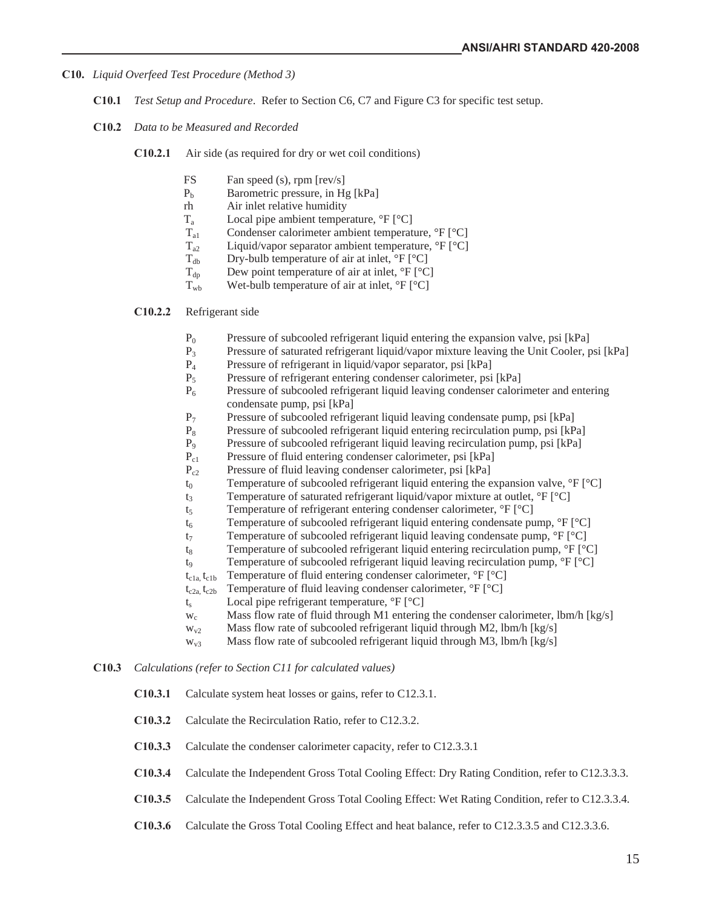**C10.** *Liquid Overfeed Test Procedure (Method 3)*

**C10.1** *Test Setup and Procedure*. Refer to Section C6, C7 and Figure C3 for specific test setup.

**C10.2** *Data to be Measured and Recorded*

**C10.2.1** Air side (as required for dry or wet coil conditions)

| | |
|---|---|
| FS | Fan speed (s), rpm [rev/s] |
| $P_b$ | Barometric pressure, in Hg [kPa] |
| rh | Air inlet relative humidity |
| $T_a$ | Local pipe ambient temperature, °F [°C] |
| $T_{a1}$ | Condenser calorimeter ambient temperature, °F [°C] |
| $T_{a2}$ | Liquid/vapor separator ambient temperature, °F [°C] |
| $T_{db}$ | Dry-bulb temperature of air at inlet, °F [°C] |
| $T_{dp}$ | Dew point temperature of air at inlet, °F [°C] |
| $T_{wb}$ | Wet-bulb temperature of air at inlet, °F [°C] |

**C10.2.2** Refrigerant side

| | |
|---|---|
| $P_0$ | Pressure of subcooled refrigerant liquid entering the expansion valve, psi [kPa] |
| $P_3$ | Pressure of saturated refrigerant liquid/vapor mixture leaving the Unit Cooler, psi [kPa] |
| $P_4$ | Pressure of refrigerant in liquid/vapor separator, psi [kPa] |
| $P_5$ | Pressure of refrigerant entering condenser calorimeter, psi [kPa] |
| $P_6$ | Pressure of subcooled refrigerant liquid leaving condenser calorimeter and entering condensate pump, psi [kPa] |
| $P_7$ | Pressure of subcooled refrigerant liquid leaving condensate pump, psi [kPa] |
| $P_8$ | Pressure of subcooled refrigerant liquid entering recirculation pump, psi [kPa] |
| $P_9$ | Pressure of subcooled refrigerant liquid leaving recirculation pump, psi [kPa] |
| $P_{c1}$ | Pressure of fluid entering condenser calorimeter, psi [kPa] |
| $P_{c2}$ | Pressure of fluid leaving condenser calorimeter, psi [kPa] |
| $t_0$ | Temperature of subcooled refrigerant liquid entering the expansion valve, °F [°C] |
| $t_3$ | Temperature of saturated refrigerant liquid/vapor mixture at outlet, °F [°C] |
| $t_5$ | Temperature of refrigerant entering condenser calorimeter, °F [°C] |
| $t_6$ | Temperature of subcooled refrigerant liquid entering condensate pump, °F [°C] |
| $t_7$ | Temperature of subcooled refrigerant liquid leaving condensate pump, °F [°C] |
| $t_8$ | Temperature of subcooled refrigerant liquid entering recirculation pump, °F [°C] |
| $t_9$ | Temperature of subcooled refrigerant liquid leaving recirculation pump, °F [°C] |
| $t_{c1a}, t_{c1b}$ | Temperature of fluid entering condenser calorimeter, °F [°C] |
| $t_{c2a}, t_{c2b}$ | Temperature of fluid leaving condenser calorimeter, °F [°C] |
| $t_s$ | Local pipe refrigerant temperature, °F [°C] |
| $w_c$ | Mass flow rate of fluid through M1 entering the condenser calorimeter, lbm/h [kg/s] |
| $w_{v2}$ | Mass flow rate of subcooled refrigerant liquid through M2, lbm/h [kg/s] |
| $w_{v3}$ | Mass flow rate of subcooled refrigerant liquid through M3, lbm/h [kg/s] |

**C10.3** *Calculations (refer to Section C11 for calculated values)*

**C10.3.1** Calculate system heat losses or gains, refer to C12.3.1.

**C10.3.2** Calculate the Recirculation Ratio, refer to C12.3.2.

**C10.3.3** Calculate the condenser calorimeter capacity, refer to C12.3.3.1

**C10.3.4** Calculate the Independent Gross Total Cooling Effect: Dry Rating Condition, refer to C12.3.3.3.

**C10.3.5** Calculate the Independent Gross Total Cooling Effect: Wet Rating Condition, refer to C12.3.3.4.

**C10.3.6** Calculate the Gross Total Cooling Effect and heat balance, refer to C12.3.3.5 and C12.3.3.6.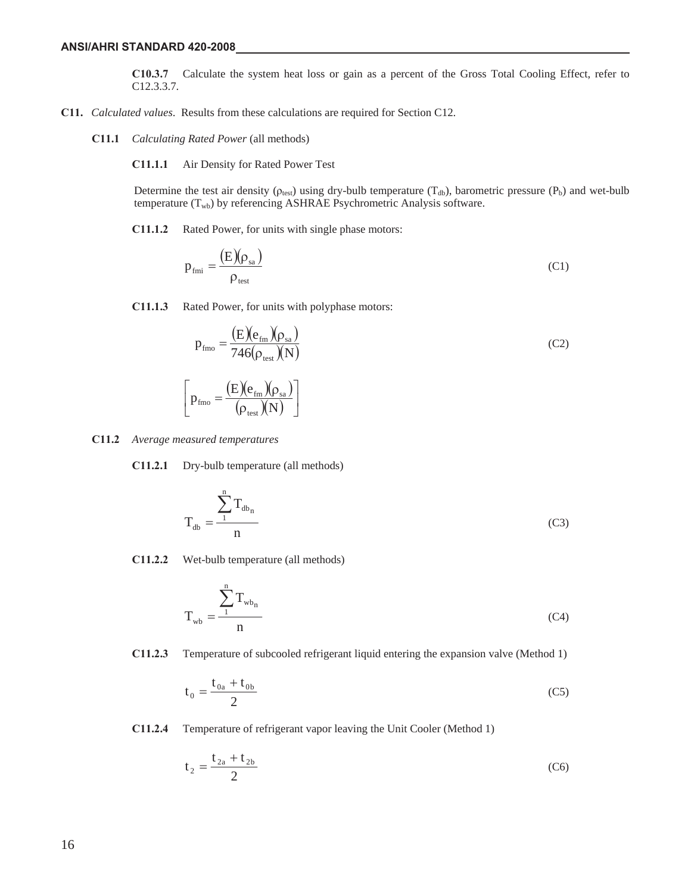**C10.3.7** Calculate the system heat loss or gain as a percent of the Gross Total Cooling Effect, refer to C12.3.3.7.

**C11.** *Calculated values*. Results from these calculations are required for Section C12.

**C11.1** *Calculating Rated Power* (all methods)

**C11.1.1** Air Density for Rated Power Test

Determine the test air density ($\rho_{test}$) using dry-bulb temperature ($T_{db}$), barometric pressure ($P_b$) and wet-bulb temperature ($T_{wb}$) by referencing ASHRAE Psychrometric Analysis software.

**C11.1.2** Rated Power, for units with single phase motors:

$$p_{fmi} = \frac{(E)(\rho_{sa})}{\rho_{test}} \tag{C1}$$

**C11.1.3** Rated Power, for units with polyphase motors:

$$p_{fmo} = \frac{(E)(e_{fm})(\rho_{sa})}{746(\rho_{test})(N)} \tag{C2}$$

$$\left[ p_{fmo} = \frac{(E)(e_{fm})(\rho_{sa})}{(\rho_{test})(N)} \right]$$

**C11.2** *Average measured temperatures*

**C11.2.1** Dry-bulb temperature (all methods)

$$T_{db} = \frac{\sum_{1}^{n} T_{db_n}}{n} \tag{C3}$$

**C11.2.2** Wet-bulb temperature (all methods)

$$T_{wb} = \frac{\sum_{1}^{n} T_{wb_n}}{n} \tag{C4}$$

**C11.2.3** Temperature of subcooled refrigerant liquid entering the expansion valve (Method 1)

$$t_0 = \frac{t_{0a} + t_{0b}}{2} \tag{C5}$$

**C11.2.4** Temperature of refrigerant vapor leaving the Unit Cooler (Method 1)

$$t_2 = \frac{t_{2a} + t_{2b}}{2} \tag{C6}$$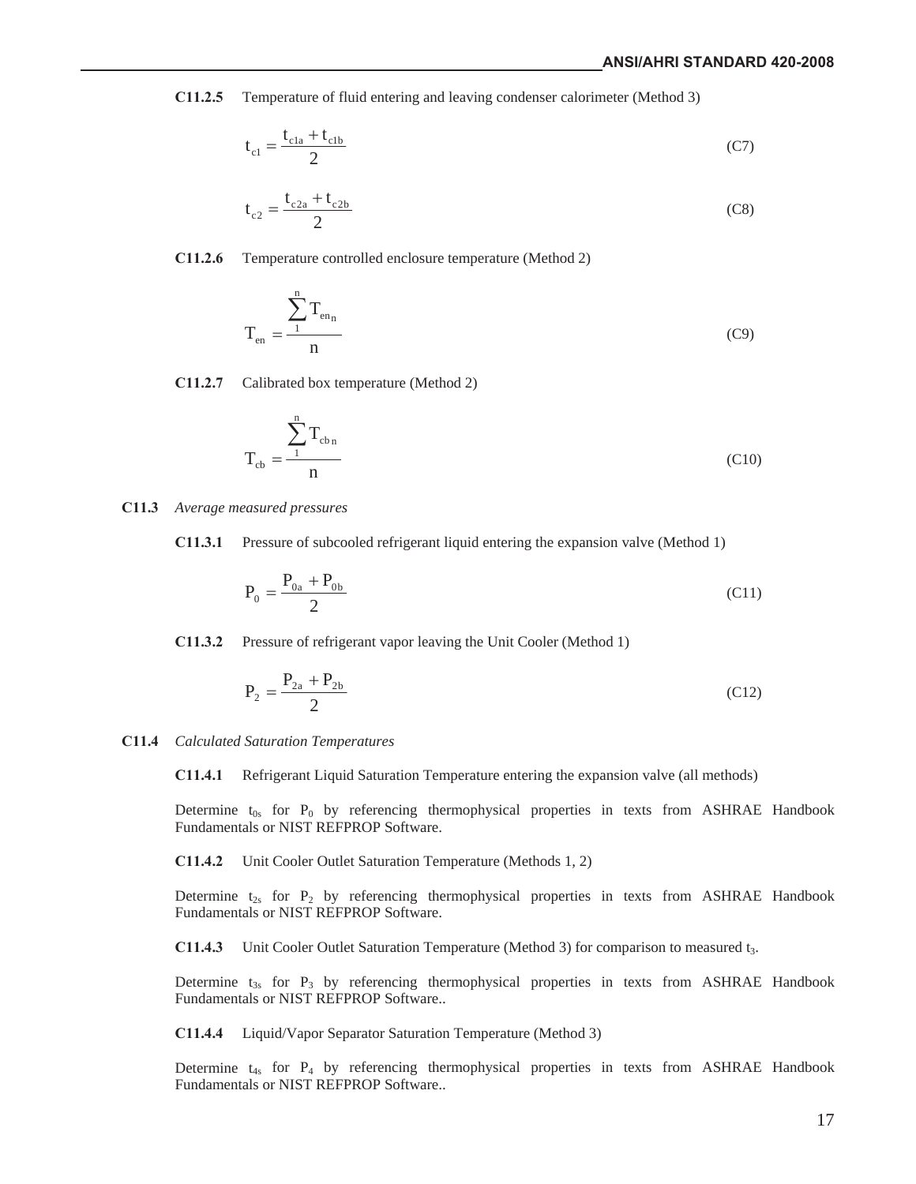**C11.2.5** Temperature of fluid entering and leaving condenser calorimeter (Method 3)

$$t_{c1} = \frac{t_{c1a} + t_{c1b}}{2} \tag{C7}$$

$$t_{c2} = \frac{t_{c2a} + t_{c2b}}{2} \tag{C8}$$

**C11.2.6** Temperature controlled enclosure temperature (Method 2)

$$T_{en} = \frac{\sum_{1}^{n} T_{en_n}}{n} \tag{C9}$$

**C11.2.7** Calibrated box temperature (Method 2)

$$T_{cb} = \frac{\sum_{1}^{n} T_{cb\,n}}{n} \tag{C10}$$

**C11.3** *Average measured pressures*

**C11.3.1** Pressure of subcooled refrigerant liquid entering the expansion valve (Method 1)

$$P_0 = \frac{P_{0a} + P_{0b}}{2} \tag{C11}$$

**C11.3.2** Pressure of refrigerant vapor leaving the Unit Cooler (Method 1)

$$P_2 = \frac{P_{2a} + P_{2b}}{2} \tag{C12}$$

**C11.4** *Calculated Saturation Temperatures*

**C11.4.1** Refrigerant Liquid Saturation Temperature entering the expansion valve (all methods)

Determine $t_{0s}$ for $P_0$ by referencing thermophysical properties in texts from ASHRAE Handbook Fundamentals or NIST REFPROP Software.

**C11.4.2** Unit Cooler Outlet Saturation Temperature (Methods 1, 2)

Determine $t_{2s}$ for $P_2$ by referencing thermophysical properties in texts from ASHRAE Handbook Fundamentals or NIST REFPROP Software.

**C11.4.3** Unit Cooler Outlet Saturation Temperature (Method 3) for comparison to measured $t_3$.

Determine $t_{3s}$ for $P_3$ by referencing thermophysical properties in texts from ASHRAE Handbook Fundamentals or NIST REFPROP Software..

**C11.4.4** Liquid/Vapor Separator Saturation Temperature (Method 3)

Determine $t_{4s}$ for $P_4$ by referencing thermophysical properties in texts from ASHRAE Handbook Fundamentals or NIST REFPROP Software..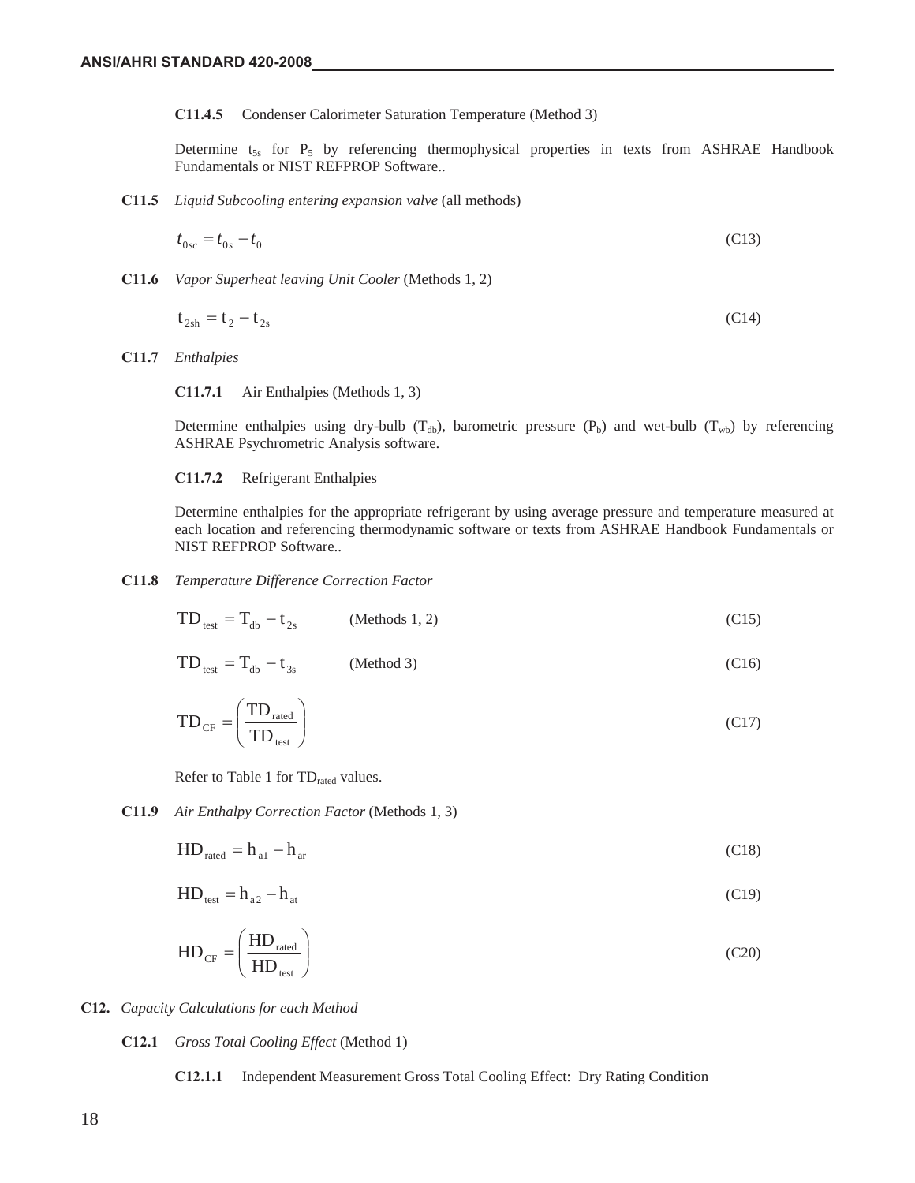**C11.4.5** Condenser Calorimeter Saturation Temperature (Method 3)

Determine $t_{5s}$ for $P_5$ by referencing thermophysical properties in texts from ASHRAE Handbook Fundamentals or NIST REFPROP Software..

**C11.5** *Liquid Subcooling entering expansion valve* (all methods)

$$t_{0sc} = t_{0s} - t_0 \tag{C13}$$

**C11.6** *Vapor Superheat leaving Unit Cooler* (Methods 1, 2)

$$t_{2sh} = t_2 - t_{2s} \tag{C14}$$

**C11.7** *Enthalpies*

**C11.7.1** Air Enthalpies (Methods 1, 3)

Determine enthalpies using dry-bulb ($T_{db}$), barometric pressure ($P_b$) and wet-bulb ($T_{wb}$) by referencing ASHRAE Psychrometric Analysis software.

**C11.7.2** Refrigerant Enthalpies

Determine enthalpies for the appropriate refrigerant by using average pressure and temperature measured at each location and referencing thermodynamic software or texts from ASHRAE Handbook Fundamentals or NIST REFPROP Software..

**C11.8** *Temperature Difference Correction Factor*

$$TD_{test} = T_{db} - t_{2s} \quad \text{(Methods 1, 2)} \tag{C15}$$

$$TD_{test} = T_{db} - t_{3s} \quad \text{(Method 3)} \tag{C16}$$

$$TD_{CF} = \left( \frac{TD_{rated}}{TD_{test}} \right) \tag{C17}$$

Refer to Table 1 for $TD_{rated}$ values.

**C11.9** *Air Enthalpy Correction Factor* (Methods 1, 3)

$$HD_{rated} = h_{a1} - h_{ar} \tag{C18}$$

$$HD_{test} = h_{a2} - h_{at} \tag{C19}$$

$$HD_{CF} = \left( \frac{HD_{rated}}{HD_{test}} \right) \tag{C20}$$

**C12.** *Capacity Calculations for each Method*

**C12.1** *Gross Total Cooling Effect* (Method 1)

**C12.1.1** Independent Measurement Gross Total Cooling Effect: Dry Rating Condition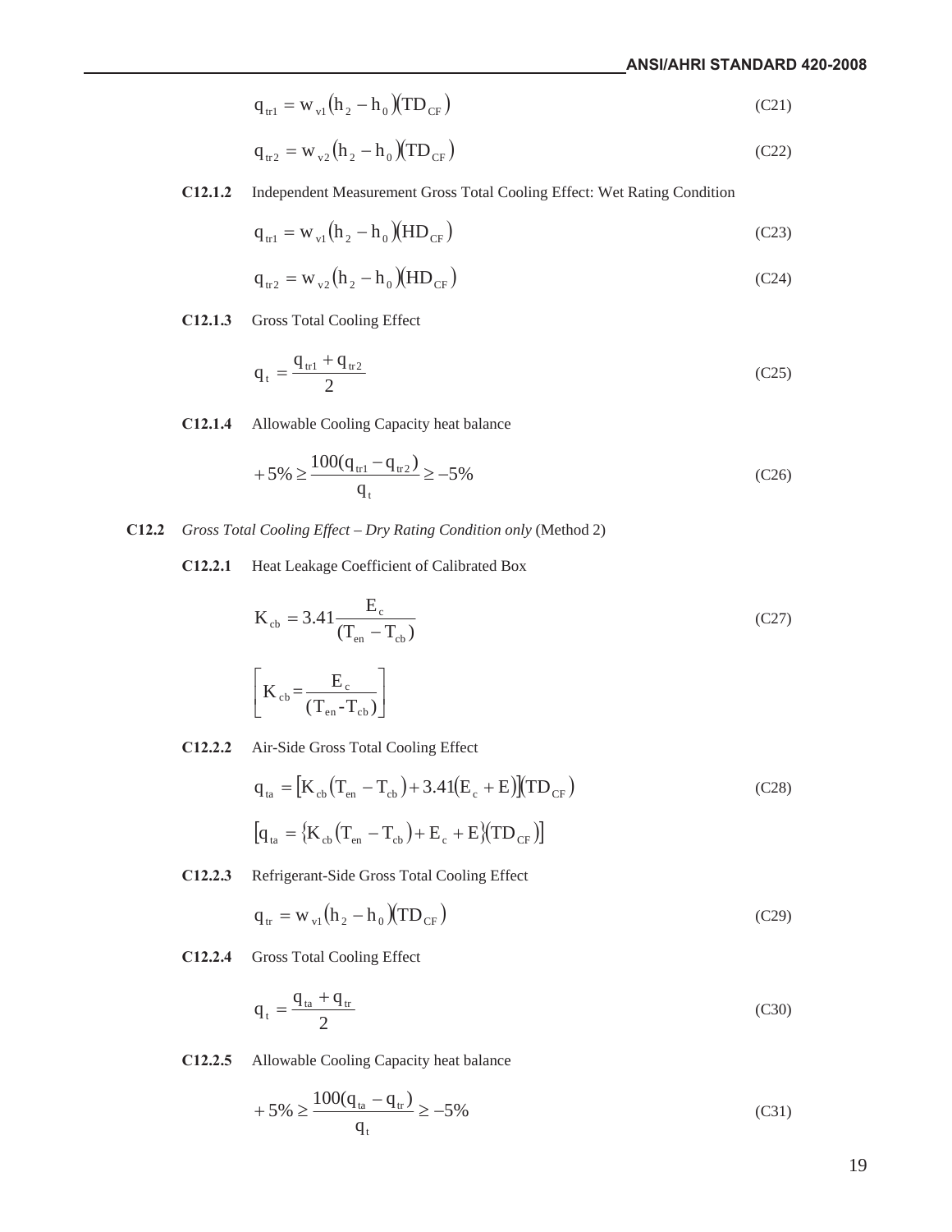$$q_{tr1} = w_{v1}(h_2 - h_0)(TD_{CF}) \tag{C21}$$

$$q_{tr2} = w_{v2}(h_2 - h_0)(TD_{CF}) \tag{C22}$$

**C12.1.2** Independent Measurement Gross Total Cooling Effect: Wet Rating Condition

$$q_{tr1} = w_{v1}(h_2 - h_0)(HD_{CF}) \tag{C23}$$

$$q_{tr2} = w_{v2}(h_2 - h_0)(HD_{CF}) \tag{C24}$$

**C12.1.3** Gross Total Cooling Effect

$$q_t = \frac{q_{tr1} + q_{tr2}}{2} \tag{C25}$$

**C12.1.4** Allowable Cooling Capacity heat balance

$$+5\% \geq \frac{100(q_{tr1} - q_{tr2})}{q_t} \geq -5\% \tag{C26}$$

**C12.2** *Gross Total Cooling Effect – Dry Rating Condition only* (Method 2)

**C12.2.1** Heat Leakage Coefficient of Calibrated Box

$$K_{cb} = 3.41 \frac{E_c}{(T_{en} - T_{cb})} \tag{C27}$$

$$\left[K_{cb} = \frac{E_c}{(T_{en} - T_{cb})}\right]$$

**C12.2.2** Air-Side Gross Total Cooling Effect

$$q_{ta} = \left[K_{cb}(T_{en} - T_{cb}) + 3.41(E_c + E)\right](TD_{CF}) \tag{C28}$$

$$\left[q_{ta} = \{K_{cb}(T_{en} - T_{cb}) + E_c + E\}(TD_{CF})\right]$$

**C12.2.3** Refrigerant-Side Gross Total Cooling Effect

$$q_{tr} = w_{v1}(h_2 - h_0)(TD_{CF}) \tag{C29}$$

**C12.2.4** Gross Total Cooling Effect

$$q_t = \frac{q_{ta} + q_{tr}}{2} \tag{C30}$$

**C12.2.5** Allowable Cooling Capacity heat balance

$$+5\% \geq \frac{100(q_{ta} - q_{tr})}{q_t} \geq -5\% \tag{C31}$$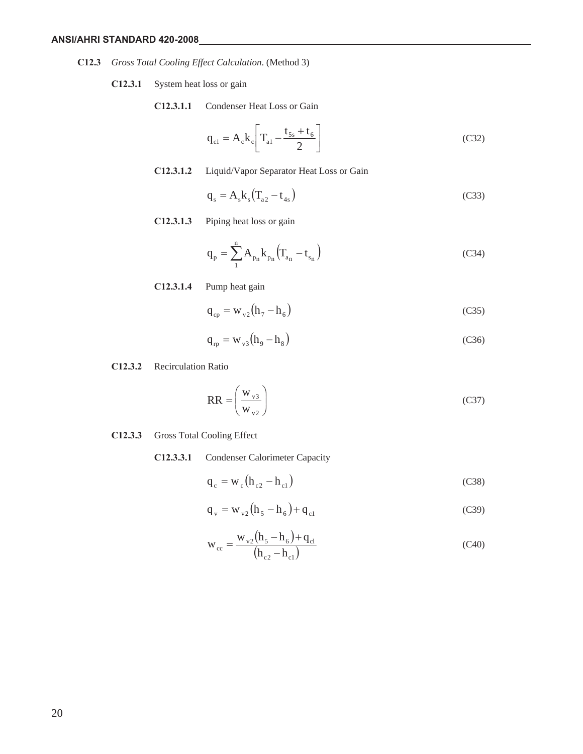**C12.3** *Gross Total Cooling Effect Calculation*. (Method 3)

**C12.3.1** System heat loss or gain

**C12.3.1.1** Condenser Heat Loss or Gain

$$q_{c1} = A_c k_c \left[ T_{a1} - \frac{t_{5s} + t_6}{2} \right] \tag{C32}$$

**C12.3.1.2** Liquid/Vapor Separator Heat Loss or Gain

$$q_s = A_s k_s \left( T_{a2} - t_{4s} \right) \tag{C33}$$

**C12.3.1.3** Piping heat loss or gain

$$q_p = \sum_{1}^{n} A_{p_n} k_{p_n} \left( T_{a_n} - t_{s_n} \right) \tag{C34}$$

**C12.3.1.4** Pump heat gain

$$q_{cp} = w_{v2} \left( h_7 - h_6 \right) \tag{C35}$$

$$q_{rp} = w_{v3} \left( h_9 - h_8 \right) \tag{C36}$$

**C12.3.2** Recirculation Ratio

$$RR = \left( \frac{w_{v3}}{w_{v2}} \right) \tag{C37}$$

**C12.3.3** Gross Total Cooling Effect

**C12.3.3.1** Condenser Calorimeter Capacity

$$q_c = w_c \left( h_{c2} - h_{c1} \right) \tag{C38}$$

$$q_v = w_{v2} \left( h_5 - h_6 \right) + q_{c1} \tag{C39}$$

$$w_{cc} = \frac{w_{v2} \left( h_5 - h_6 \right) + q_{cl}}{\left( h_{c2} - h_{c1} \right)} \tag{C40}$$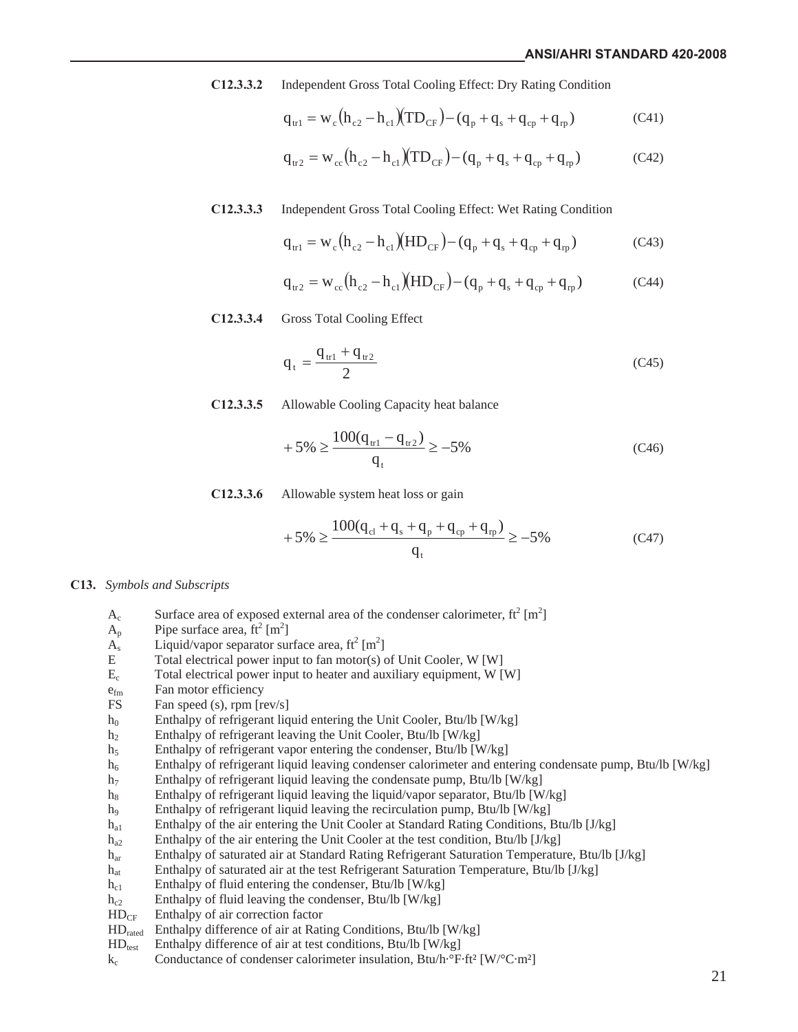**C12.3.3.2** Independent Gross Total Cooling Effect: Dry Rating Condition

$$q_{tr1} = w_c(h_{c2} - h_{c1})(TD_{CF}) - (q_p + q_s + q_{cp} + q_{rp}) \tag{C41}$$

$$q_{tr2} = w_{cc}(h_{c2} - h_{c1})(TD_{CF}) - (q_p + q_s + q_{cp} + q_{rp}) \tag{C42}$$

**C12.3.3.3** Independent Gross Total Cooling Effect: Wet Rating Condition

$$q_{tr1} = w_c(h_{c2} - h_{c1})(HD_{CF}) - (q_p + q_s + q_{cp} + q_{rp}) \tag{C43}$$

$$q_{tr2} = w_{cc}(h_{c2} - h_{c1})(HD_{CF}) - (q_p + q_s + q_{cp} + q_{rp}) \tag{C44}$$

**C12.3.3.4** Gross Total Cooling Effect

$$q_t = \frac{q_{tr1} + q_{tr2}}{2} \tag{C45}$$

**C12.3.3.5** Allowable Cooling Capacity heat balance

$$+5\% \geq \frac{100(q_{tr1} - q_{tr2})}{q_t} \geq -5\% \tag{C46}$$

**C12.3.3.6** Allowable system heat loss or gain

$$+5\% \geq \frac{100(q_{cl} + q_s + q_p + q_{cp} + q_{rp})}{q_t} \geq -5\% \tag{C47}$$

**C13.** *Symbols and Subscripts*

- $A_c$ Surface area of exposed external area of the condenser calorimeter, $ft^2$ [$m^2$]
- $A_p$ Pipe surface area, $ft^2$ [$m^2$]
- $A_s$ Liquid/vapor separator surface area, $ft^2$ [$m^2$]
- E Total electrical power input to fan motor(s) of Unit Cooler, W [W]
- $E_c$ Total electrical power input to heater and auxiliary equipment, W [W]
- $e_{fm}$ Fan motor efficiency
- FS Fan speed (s), rpm [rev/s]
- $h_0$ Enthalpy of refrigerant liquid entering the Unit Cooler, Btu/lb [W/kg]
- $h_2$ Enthalpy of refrigerant leaving the Unit Cooler, Btu/lb [W/kg]
- $h_5$ Enthalpy of refrigerant vapor entering the condenser, Btu/lb [W/kg]
- $h_6$ Enthalpy of refrigerant liquid leaving condenser calorimeter and entering condensate pump, Btu/lb [W/kg]
- $h_7$ Enthalpy of refrigerant liquid leaving the condensate pump, Btu/lb [W/kg]
- $h_8$ Enthalpy of refrigerant liquid leaving the liquid/vapor separator, Btu/lb [W/kg]
- $h_9$ Enthalpy of refrigerant liquid leaving the recirculation pump, Btu/lb [W/kg]
- $h_{a1}$ Enthalpy of the air entering the Unit Cooler at Standard Rating Conditions, Btu/lb [J/kg]
- $h_{a2}$ Enthalpy of the air entering the Unit Cooler at the test condition, Btu/lb [J/kg]
- $h_{ar}$ Enthalpy of saturated air at Standard Rating Refrigerant Saturation Temperature, Btu/lb [J/kg]
- $h_{at}$ Enthalpy of saturated air at the test Refrigerant Saturation Temperature, Btu/lb [J/kg]
- $h_{c1}$ Enthalpy of fluid entering the condenser, Btu/lb [W/kg]
- $h_{c2}$ Enthalpy of fluid leaving the condenser, Btu/lb [W/kg]
- $HD_{CF}$ Enthalpy of air correction factor
- $HD_{rated}$ Enthalpy difference of air at Rating Conditions, Btu/lb [W/kg]
- $HD_{test}$ Enthalpy difference of air at test conditions, Btu/lb [W/kg]
- $k_c$ Conductance of condenser calorimeter insulation, Btu/h·°F·ft² [W/°C·m²]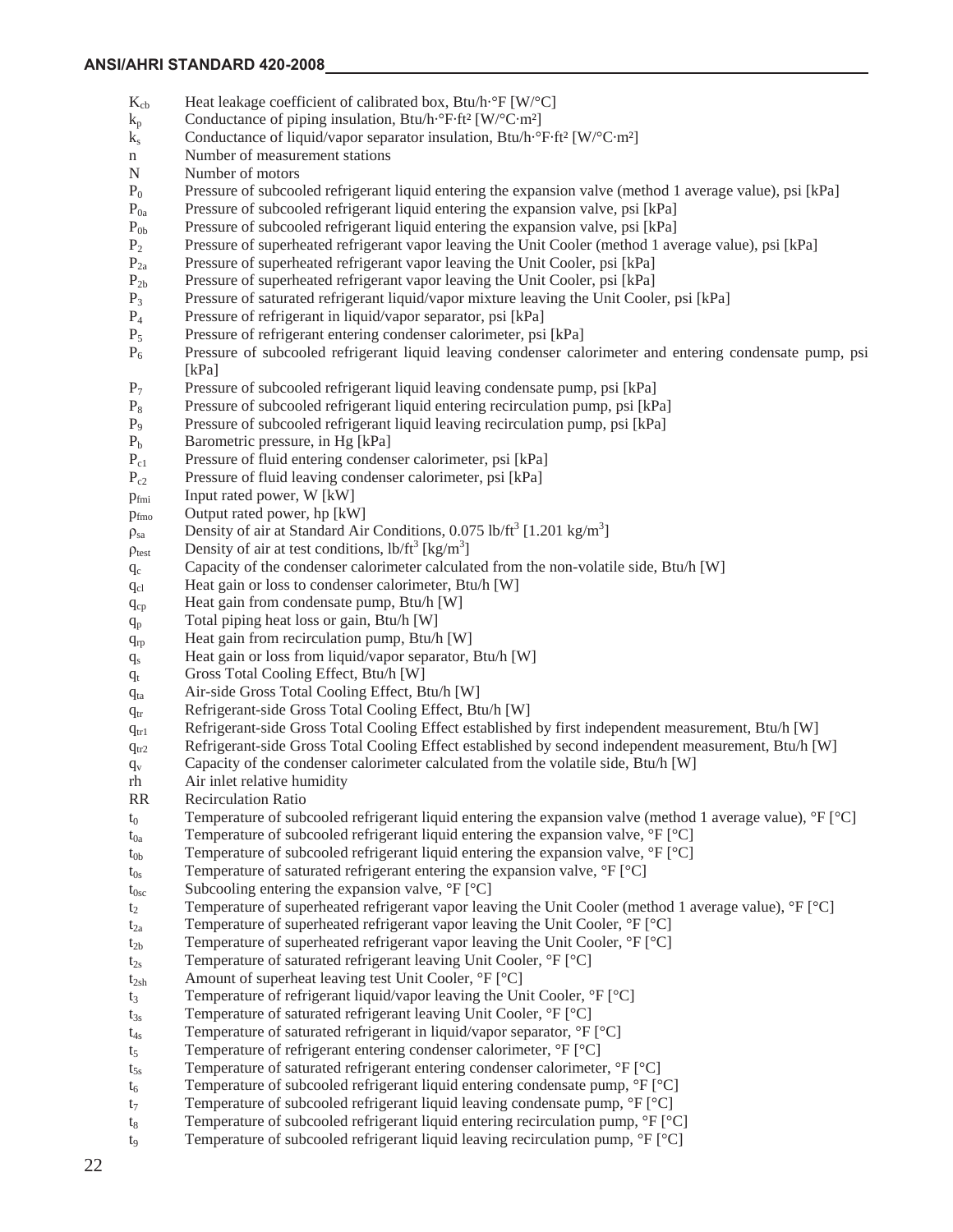$K_{cb}$ Heat leakage coefficient of calibrated box, Btu/h·°F [W/°C]

$k_p$ Conductance of piping insulation, Btu/h·°F·ft² [W/°C·m²]

$k_s$ Conductance of liquid/vapor separator insulation, Btu/h·°F·ft² [W/°C·m²]

n Number of measurement stations

N Number of motors

$P_0$ Pressure of subcooled refrigerant liquid entering the expansion valve (method 1 average value), psi [kPa]

$P_{0a}$ Pressure of subcooled refrigerant liquid entering the expansion valve, psi [kPa]

$P_{0b}$ Pressure of subcooled refrigerant liquid entering the expansion valve, psi [kPa]

$P_2$ Pressure of superheated refrigerant vapor leaving the Unit Cooler (method 1 average value), psi [kPa]

$P_{2a}$ Pressure of superheated refrigerant vapor leaving the Unit Cooler, psi [kPa]

$P_{2b}$ Pressure of superheated refrigerant vapor leaving the Unit Cooler, psi [kPa]

$P_3$ Pressure of saturated refrigerant liquid/vapor mixture leaving the Unit Cooler, psi [kPa]

$P_4$ Pressure of refrigerant in liquid/vapor separator, psi [kPa]

$P_5$ Pressure of refrigerant entering condenser calorimeter, psi [kPa]

$P_6$ Pressure of subcooled refrigerant liquid leaving condenser calorimeter and entering condensate pump, psi [kPa]

$P_7$ Pressure of subcooled refrigerant liquid leaving condensate pump, psi [kPa]

$P_8$ Pressure of subcooled refrigerant liquid entering recirculation pump, psi [kPa]

$P_9$ Pressure of subcooled refrigerant liquid leaving recirculation pump, psi [kPa]

$P_b$ Barometric pressure, in Hg [kPa]

$P_{c1}$ Pressure of fluid entering condenser calorimeter, psi [kPa]

$P_{c2}$ Pressure of fluid leaving condenser calorimeter, psi [kPa]

$p_{fmi}$ Input rated power, W [kW]

$p_{fmo}$ Output rated power, hp [kW]

$\rho_{sa}$ Density of air at Standard Air Conditions, 0.075 lb/ft³ [1.201 kg/m³]

$\rho_{test}$ Density of air at test conditions, lb/ft³ [kg/m³]

$q_c$ Capacity of the condenser calorimeter calculated from the non-volatile side, Btu/h [W]

$q_{cl}$ Heat gain or loss to condenser calorimeter, Btu/h [W]

$q_{cp}$ Heat gain from condensate pump, Btu/h [W]

$q_p$ Total piping heat loss or gain, Btu/h [W]

$q_{rp}$ Heat gain from recirculation pump, Btu/h [W]

$q_s$ Heat gain or loss from liquid/vapor separator, Btu/h [W]

$q_t$ Gross Total Cooling Effect, Btu/h [W]

$q_{ta}$ Air-side Gross Total Cooling Effect, Btu/h [W]

$q_{tr}$ Refrigerant-side Gross Total Cooling Effect, Btu/h [W]

$q_{tr1}$ Refrigerant-side Gross Total Cooling Effect established by first independent measurement, Btu/h [W]

$q_{tr2}$ Refrigerant-side Gross Total Cooling Effect established by second independent measurement, Btu/h [W]

$q_v$ Capacity of the condenser calorimeter calculated from the volatile side, Btu/h [W]

rh Air inlet relative humidity

RR Recirculation Ratio

$t_0$ Temperature of subcooled refrigerant liquid entering the expansion valve (method 1 average value), °F [°C]

$t_{0a}$ Temperature of subcooled refrigerant liquid entering the expansion valve, °F [°C]

$t_{0b}$ Temperature of subcooled refrigerant liquid entering the expansion valve, °F [°C]

$t_{0s}$ Temperature of saturated refrigerant entering the expansion valve, °F [°C]

$t_{0sc}$ Subcooling entering the expansion valve, °F [°C]

$t_2$ Temperature of superheated refrigerant vapor leaving the Unit Cooler (method 1 average value), °F [°C]

$t_{2a}$ Temperature of superheated refrigerant vapor leaving the Unit Cooler, °F [°C]

$t_{2b}$ Temperature of superheated refrigerant vapor leaving the Unit Cooler, °F [°C]

$t_{2s}$ Temperature of saturated refrigerant leaving Unit Cooler, °F [°C]

$t_{2sh}$ Amount of superheat leaving test Unit Cooler, °F [°C]

$t_3$ Temperature of refrigerant liquid/vapor leaving the Unit Cooler, °F [°C]

$t_{3s}$ Temperature of saturated refrigerant leaving Unit Cooler, °F [°C]

$t_{4s}$ Temperature of saturated refrigerant in liquid/vapor separator, °F [°C]

$t_5$ Temperature of refrigerant entering condenser calorimeter, °F [°C]

$t_{5s}$ Temperature of saturated refrigerant entering condenser calorimeter, °F [°C]

$t_6$ Temperature of subcooled refrigerant liquid entering condensate pump, °F [°C]

$t_7$ Temperature of subcooled refrigerant liquid leaving condensate pump, °F [°C]

$t_8$ Temperature of subcooled refrigerant liquid entering recirculation pump, °F [°C]

$t_9$ Temperature of subcooled refrigerant liquid leaving recirculation pump, °F [°C]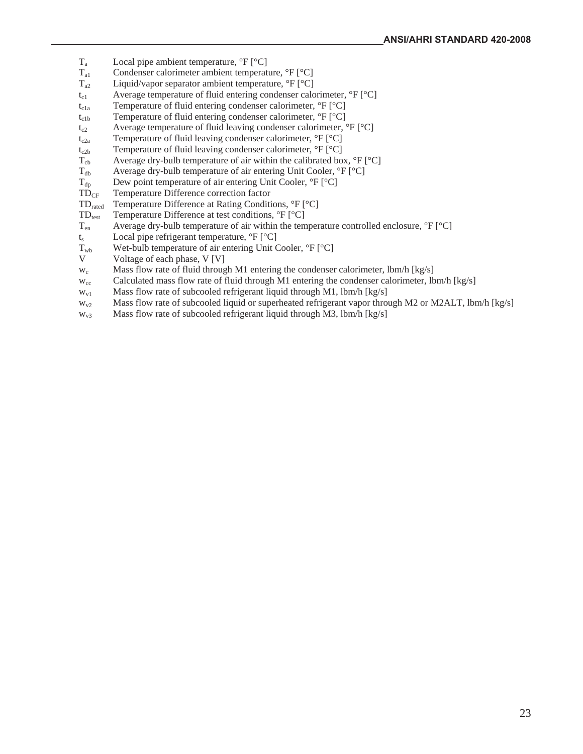$T_a$ Local pipe ambient temperature, °F [°C]
$T_{a1}$ Condenser calorimeter ambient temperature, °F [°C]
$T_{a2}$ Liquid/vapor separator ambient temperature, °F [°C]
$t_{c1}$ Average temperature of fluid entering condenser calorimeter, °F [°C]
$t_{c1a}$ Temperature of fluid entering condenser calorimeter, °F [°C]
$t_{c1b}$ Temperature of fluid entering condenser calorimeter, °F [°C]
$t_{c2}$ Average temperature of fluid leaving condenser calorimeter, °F [°C]
$t_{c2a}$ Temperature of fluid leaving condenser calorimeter, °F [°C]
$t_{c2b}$ Temperature of fluid leaving condenser calorimeter, °F [°C]
$T_{cb}$ Average dry-bulb temperature of air within the calibrated box, °F [°C]
$T_{db}$ Average dry-bulb temperature of air entering Unit Cooler, °F [°C]
$T_{dp}$ Dew point temperature of air entering Unit Cooler, °F [°C]
$TD_{CF}$ Temperature Difference correction factor
$TD_{rated}$ Temperature Difference at Rating Conditions, °F [°C]
$TD_{test}$ Temperature Difference at test conditions, °F [°C]
$T_{en}$ Average dry-bulb temperature of air within the temperature controlled enclosure, °F [°C]
$t_s$ Local pipe refrigerant temperature, °F [°C]
$T_{wb}$ Wet-bulb temperature of air entering Unit Cooler, °F [°C]
V Voltage of each phase, V [V]
$w_c$ Mass flow rate of fluid through M1 entering the condenser calorimeter, lbm/h [kg/s]
$w_{cc}$ Calculated mass flow rate of fluid through M1 entering the condenser calorimeter, lbm/h [kg/s]
$w_{v1}$ Mass flow rate of subcooled refrigerant liquid through M1, lbm/h [kg/s]
$w_{v2}$ Mass flow rate of subcooled liquid or superheated refrigerant vapor through M2 or M2ALT, lbm/h [kg/s]
$w_{v3}$ Mass flow rate of subcooled refrigerant liquid through M3, lbm/h [kg/s]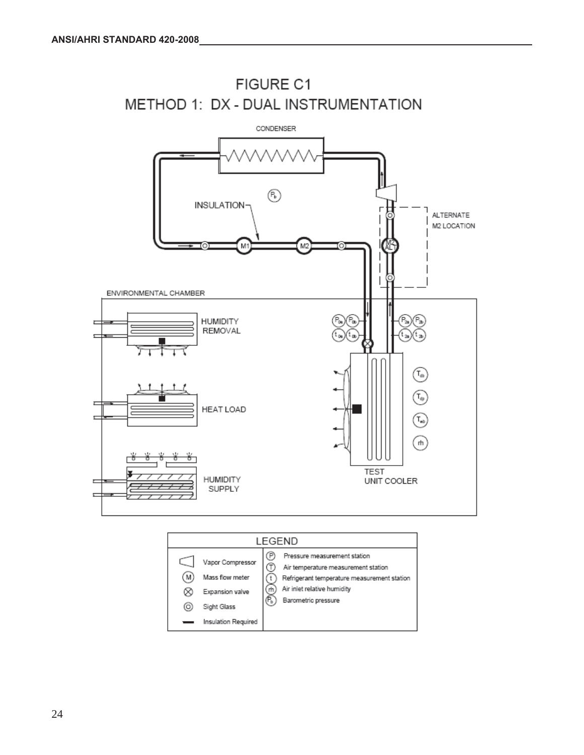FIGURE C1

METHOD 1: DX - DUAL INSTRUMENTATION

CONDENSER

INSULATION

ALTERNATE M2 LOCATION

M1

M2

M2 ALT

ENVIRONMENTAL CHAMBER

HUMIDITY REMOVAL

HEAT LOAD

HUMIDITY SUPPLY

TEST UNIT COOLER

LEGEND

| | |
|---|---|
| Vapor Compressor | (P) Pressure measurement station |
| (M) Mass flow meter | (T) Air temperature measurement station |
| ⊗ Expansion valve | (t) Refrigerant temperature measurement station |
| ◎ Sight Glass | (rh) Air inlet relative humidity |
| Insulation Required | ($P_b$) Barometric pressure |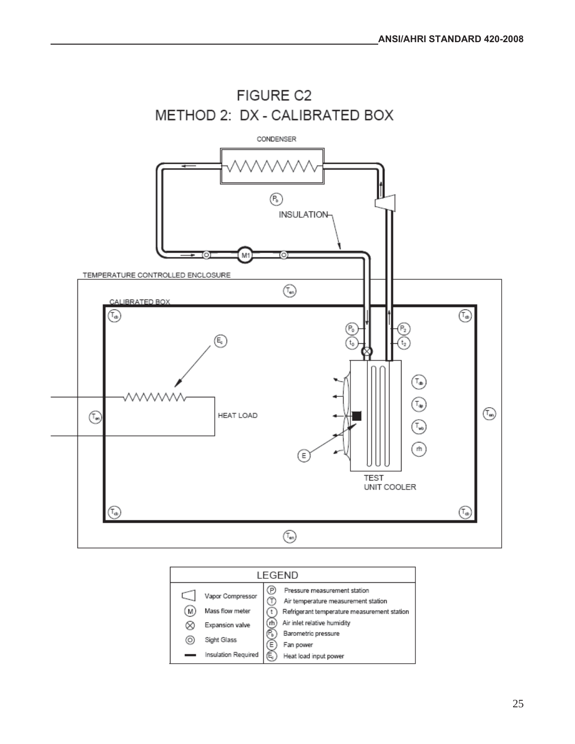# FIGURE C2

## METHOD 2: DX - CALIBRATED BOX

CONDENSER

INSULATION

TEMPERATURE CONTROLLED ENCLOSURE

CALIBRATED BOX

HEAT LOAD

TEST
UNIT COOLER

| LEGEND | | | |
|---|---|---|---|
| | Vapor Compressor | (P) | Pressure measurement station |
| (M) | Mass flow meter | (T) | Air temperature measurement station |
| ⊗ | Expansion valve | (t) | Refrigerant temperature measurement station |
| ◎ | Sight Glass | (rh) | Air inlet relative humidity |
| ▬ | Insulation Required | ($P_b$) | Barometric pressure |
| | | (E) | Fan power |
| | | ($E_c$) | Heat load input power |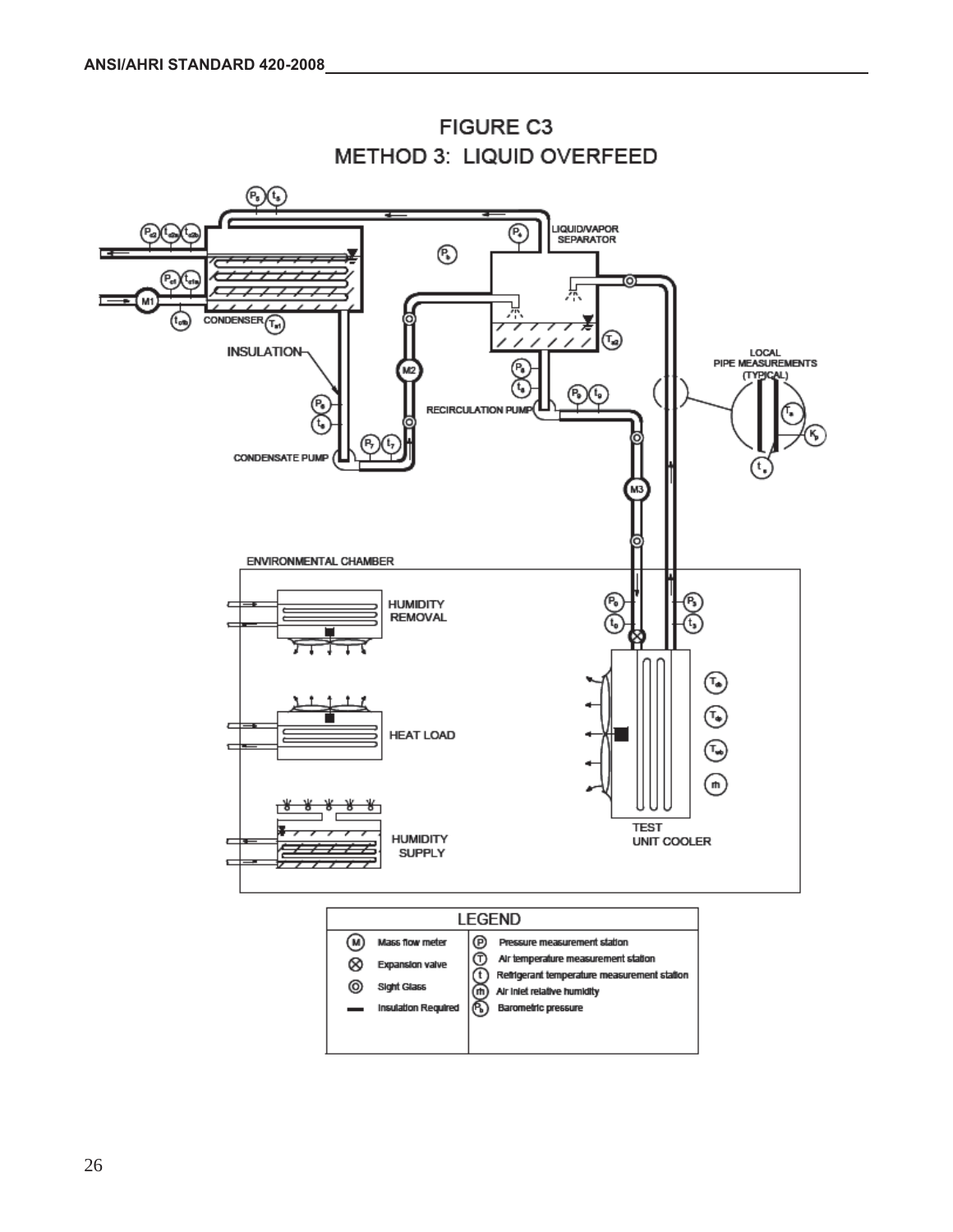# FIGURE C3

## METHOD 3: LIQUID OVERFEED

LIQUID/VAPOR SEPARATOR

CONDENSER

INSULATION

RECIRCULATION PUMP

CONDENSATE PUMP

LOCAL PIPE MEASUREMENTS (TYPICAL)

ENVIRONMENTAL CHAMBER

HUMIDITY REMOVAL

HEAT LOAD

HUMIDITY SUPPLY

TEST UNIT COOLER

| LEGEND | |
|---|---|
| M — Mass flow meter | P — Pressure measurement station |
| ⊗ — Expansion valve | T — Air temperature measurement station |
| ◎ — Sight Glass | t — Refrigerant temperature measurement station |
| ▬ — Insulation Required | rh — Air inlet relative humidity |
| | $P_b$ — Barometric pressure |